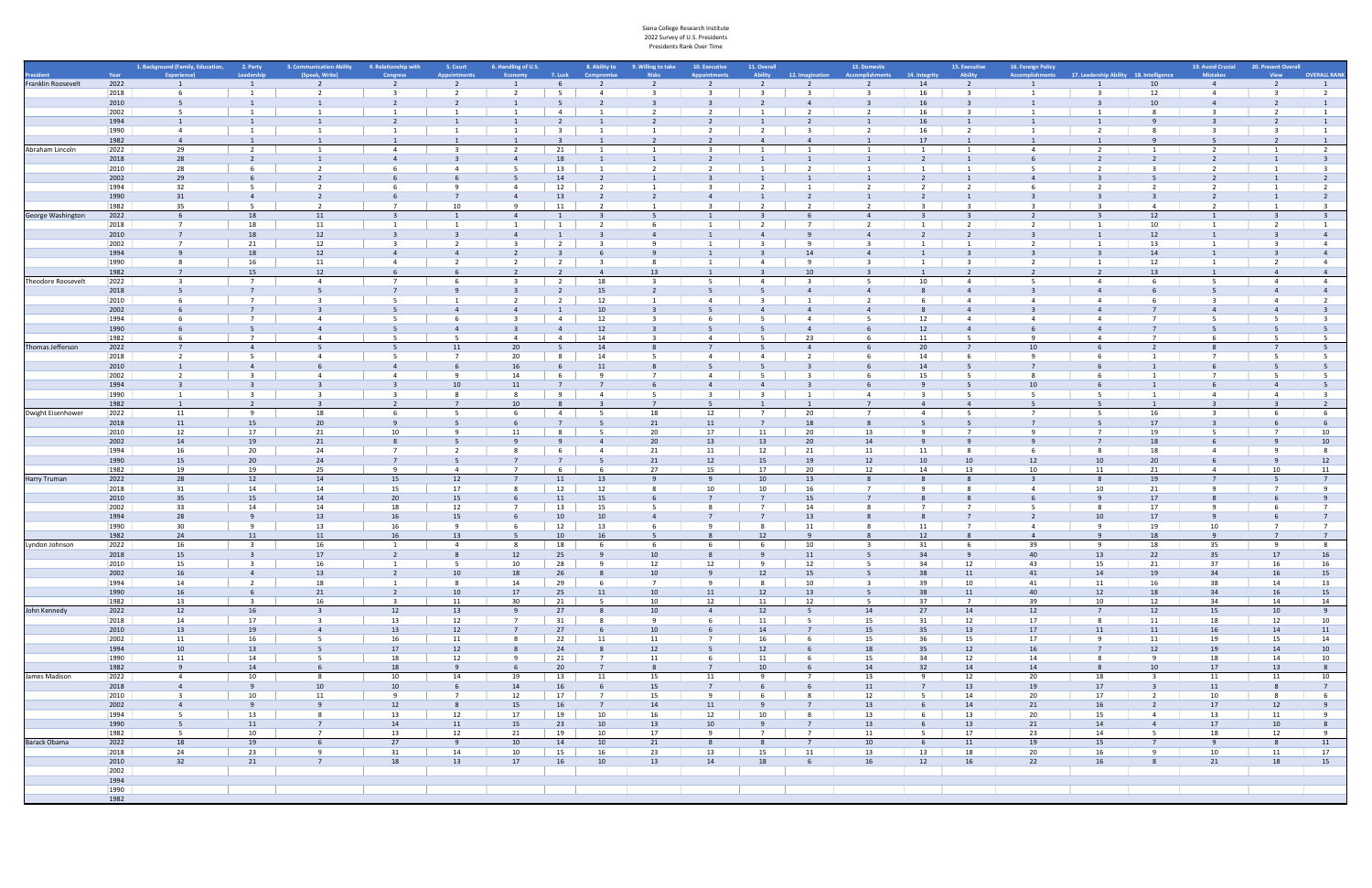Siena College Research Institute
2022 Survey of U.S. Presidents
Presidents Rank Over Time

| President | Year | 1. Background (Family, Education, Experience) | 2. Party Leadership | 3. Communication Ability (Speak, Write) | 4. Relationship with Congress | 5. Court Appointments | 6. Handling of U.S. Economy | 7. Luck | 8. Ability to Compromise | 9. Willing to take Risks | 10. Executive Appointments | 11. Overall Ability | 12. Imagination | 13. Domestic Accomplishments | 14. Integrity | 15. Executive Ability | 16. Foreign Policy Accomplishments | 17. Leadership Ability | 18. Intelligence | 19. Avoid Crucial Mistakes | 20. Present Overall View | OVERALL RANK |
|---|---|---|---|---|---|---|---|---|---|---|---|---|---|---|---|---|---|---|---|---|---|---|
| Franklin Roosevelt | 2022 | 1 | 1 | 2 | 2 | 2 | 2 | 6 | 2 | 2 | 2 | 2 | 2 | 2 | 14 | 2 | 1 | 1 | 10 | 4 | 2 | 1 |
| | 2018 | 6 | 1 | 2 | 3 | 2 | 2 | 5 | 4 | 3 | 3 | 3 | 3 | 3 | 16 | 3 | 1 | 3 | 12 | 4 | 3 | 2 |
| | 2010 | 5 | 1 | 1 | 2 | 2 | 1 | 5 | 2 | 3 | 3 | 2 | 4 | 3 | 16 | 3 | 1 | 3 | 10 | 4 | 2 | 1 |
| | 2002 | 5 | 1 | 1 | 1 | 1 | 1 | 4 | 1 | 2 | 2 | 1 | 2 | 2 | 16 | 3 | 1 | 1 | 8 | 3 | 2 | 1 |
| | 1994 | 1 | 1 | 1 | 2 | 1 | 1 | 2 | 1 | 2 | 2 | 1 | 2 | 1 | 16 | 1 | 1 | 1 | 9 | 3 | 2 | 1 |
| | 1990 | 4 | 1 | 1 | 1 | 1 | 1 | 3 | 1 | 1 | 2 | 2 | 3 | 2 | 16 | 2 | 1 | 2 | 8 | 3 | 3 | 1 |
| | 1982 | 4 | 1 | 1 | 1 | 1 | 3 | 3 | 1 | 2 | 2 | 4 | 4 | 1 | 17 | 1 | 1 | 1 | 9 | 5 | 2 | 1 |
| Abraham Lincoln | 2022 | 29 | 2 | 1 | 4 | 3 | 2 | 21 | 1 | 1 | 3 | 1 | 1 | 1 | 1 | 1 | 4 | 2 | 1 | 2 | 1 | 2 |
| | 2018 | 28 | 2 | 1 | 4 | 3 | 4 | 18 | 1 | 1 | 2 | 1 | 1 | 1 | 2 | 1 | 6 | 2 | 2 | 2 | 1 | 3 |
| | 2010 | 28 | 6 | 2 | 6 | 4 | 5 | 13 | 1 | 2 | 2 | 1 | 2 | 1 | 1 | 1 | 5 | 2 | 3 | 2 | 1 | 3 |
| | 2002 | 29 | 6 | 2 | 6 | 6 | 5 | 14 | 2 | 1 | 3 | 1 | 1 | 1 | 2 | 1 | 4 | 3 | 5 | 2 | 1 | 2 |
| | 1994 | 32 | 5 | 2 | 6 | 9 | 4 | 12 | 2 | 1 | 3 | 2 | 1 | 2 | 2 | 2 | 6 | 2 | 2 | 2 | 1 | 2 |
| | 1990 | 31 | 4 | 2 | 6 | 7 | 4 | 13 | 2 | 2 | 4 | 1 | 2 | 1 | 2 | 1 | 3 | 3 | 3 | 2 | 1 | 2 |
| | 1982 | 35 | 5 | 2 | 7 | 10 | 9 | 11 | 2 | 1 | 3 | 2 | 2 | 2 | 3 | 3 | 3 | 3 | 4 | 2 | 1 | 3 |
| George Washington | 2022 | 6 | 18 | 11 | 3 | 1 | 4 | 1 | 3 | 5 | 1 | 3 | 6 | 4 | 3 | 3 | 2 | 3 | 12 | 1 | 3 | 3 |
| | 2018 | 7 | 18 | 11 | 1 | 1 | 1 | 1 | 2 | 6 | 1 | 2 | 7 | 2 | 1 | 2 | 2 | 1 | 10 | 1 | 2 | 1 |
| | 2010 | 7 | 18 | 12 | 3 | 3 | 4 | 1 | 3 | 4 | 1 | 4 | 9 | 4 | 2 | 2 | 3 | 1 | 12 | 1 | 3 | 4 |
| | 2002 | 7 | 21 | 12 | 3 | 2 | 3 | 2 | 3 | 9 | 1 | 3 | 9 | 3 | 1 | 1 | 2 | 1 | 13 | 1 | 3 | 4 |
| | 1994 | 9 | 18 | 12 | 4 | 4 | 2 | 3 | 6 | 9 | 1 | 3 | 14 | 4 | 1 | 3 | 3 | 3 | 14 | 1 | 3 | 4 |
| | 1990 | 8 | 16 | 11 | 4 | 2 | 2 | 2 | 3 | 8 | 1 | 4 | 9 | 3 | 1 | 3 | 2 | 1 | 12 | 1 | 2 | 4 |
| | 1982 | 7 | 15 | 12 | 6 | 6 | 2 | 2 | 4 | 13 | 1 | 3 | 10 | 3 | 1 | 2 | 2 | 2 | 13 | 1 | 4 | 4 |
| Theodore Roosevelt | 2022 | 3 | 7 | 4 | 7 | 6 | 3 | 2 | 18 | 3 | 5 | 4 | 3 | 5 | 10 | 4 | 5 | 4 | 6 | 5 | 4 | 4 |
| | 2018 | 5 | 7 | 5 | 7 | 9 | 3 | 2 | 15 | 2 | 5 | 5 | 4 | 4 | 8 | 4 | 3 | 4 | 6 | 5 | 4 | 4 |
| | 2010 | 6 | 7 | 3 | 5 | 1 | 2 | 2 | 12 | 1 | 4 | 3 | 1 | 2 | 6 | 4 | 4 | 4 | 6 | 3 | 4 | 2 |
| | 2002 | 6 | 7 | 3 | 5 | 4 | 4 | 1 | 10 | 3 | 5 | 4 | 4 | 4 | 8 | 4 | 3 | 4 | 7 | 4 | 4 | 3 |
| | 1994 | 6 | 7 | 4 | 5 | 6 | 3 | 4 | 12 | 3 | 6 | 5 | 4 | 5 | 12 | 4 | 4 | 4 | 7 | 5 | 5 | 3 |
| | 1990 | 6 | 5 | 4 | 5 | 4 | 3 | 4 | 12 | 3 | 5 | 5 | 4 | 6 | 12 | 4 | 6 | 4 | 7 | 5 | 5 | 5 |
| | 1982 | 6 | 7 | 4 | 5 | 5 | 4 | 4 | 14 | 3 | 4 | 4 | 5 | 23 | 6 | 11 | 5 | 9 | 4 | 7 | 6 | 5 | 5 |
| Thomas Jefferson | 2022 | 7 | 4 | 5 | 5 | 11 | 20 | 5 | 14 | 8 | 7 | 5 | 4 | 6 | 20 | 7 | 10 | 6 | 2 | 8 | 7 | 5 |
| | 2018 | 2 | 5 | 4 | 5 | 7 | 20 | 8 | 14 | 5 | 4 | 4 | 2 | 6 | 14 | 6 | 9 | 6 | 1 | 7 | 5 | 5 |
| | 2010 | 1 | 4 | 6 | 4 | 6 | 16 | 6 | 11 | 8 | 5 | 5 | 3 | 6 | 14 | 5 | 7 | 6 | 1 | 6 | 5 | 5 |
| | 2002 | 2 | 3 | 4 | 4 | 9 | 14 | 6 | 9 | 7 | 4 | 5 | 3 | 6 | 15 | 5 | 8 | 6 | 1 | 7 | 5 | 5 |
| | 1994 | 3 | 3 | 3 | 3 | 10 | 11 | 7 | 7 | 6 | 4 | 4 | 3 | 6 | 9 | 5 | 10 | 6 | 1 | 6 | 4 | 5 |
| | 1990 | 1 | 3 | 3 | 3 | 8 | 8 | 9 | 4 | 5 | 3 | 3 | 1 | 4 | 3 | 5 | 5 | 5 | 1 | 4 | 4 | 3 |
| | 1982 | 1 | 2 | 3 | 2 | 7 | 10 | 8 | 3 | 7 | 5 | 1 | 1 | 7 | 4 | 4 | 5 | 5 | 1 | 3 | 3 | 2 |
| Dwight Eisenhower | 2022 | 11 | 9 | 18 | 6 | 5 | 6 | 4 | 5 | 18 | 12 | 7 | 20 | 7 | 4 | 5 | 7 | 5 | 16 | 3 | 6 | 6 |
| | 2018 | 11 | 15 | 20 | 9 | 5 | 6 | 7 | 5 | 21 | 11 | 7 | 18 | 8 | 5 | 5 | 7 | 5 | 17 | 3 | 6 | 6 |
| | 2010 | 12 | 17 | 21 | 10 | 9 | 11 | 8 | 5 | 20 | 17 | 11 | 20 | 13 | 9 | 7 | 9 | 7 | 19 | 5 | 7 | 10 |
| | 2002 | 14 | 19 | 21 | 8 | 5 | 9 | 9 | 4 | 20 | 13 | 13 | 20 | 14 | 9 | 9 | 9 | 7 | 18 | 6 | 9 | 10 |
| | 1994 | 16 | 20 | 24 | 7 | 2 | 8 | 6 | 4 | 21 | 11 | 12 | 21 | 11 | 11 | 8 | 6 | 8 | 18 | 4 | 9 | 8 |
| | 1990 | 15 | 20 | 24 | 7 | 5 | 7 | 7 | 5 | 21 | 12 | 15 | 19 | 12 | 10 | 10 | 12 | 10 | 20 | 6 | 9 | 12 |
| | 1982 | 19 | 19 | 25 | 9 | 4 | 7 | 6 | 6 | 27 | 15 | 17 | 20 | 12 | 14 | 13 | 10 | 11 | 21 | 4 | 10 | 11 |
| Harry Truman | 2022 | 28 | 12 | 14 | 15 | 12 | 7 | 11 | 13 | 9 | 9 | 10 | 13 | 8 | 8 | 8 | 3 | 8 | 19 | 7 | 5 | 7 |
| | 2018 | 31 | 14 | 14 | 15 | 17 | 8 | 12 | 12 | 8 | 10 | 10 | 16 | 7 | 9 | 8 | 4 | 10 | 21 | 9 | 7 | 9 |
| | 2010 | 35 | 15 | 14 | 20 | 15 | 6 | 11 | 15 | 6 | 7 | 7 | 15 | 7 | 8 | 8 | 6 | 9 | 17 | 8 | 6 | 9 |
| | 2002 | 33 | 14 | 14 | 18 | 12 | 7 | 13 | 15 | 5 | 8 | 7 | 14 | 8 | 7 | 7 | 5 | 8 | 17 | 9 | 6 | 7 |
| | 1994 | 28 | 9 | 13 | 16 | 15 | 6 | 10 | 10 | 4 | 7 | 7 | 13 | 8 | 8 | 7 | 2 | 10 | 17 | 9 | 6 | 7 |
| | 1990 | 30 | 9 | 13 | 16 | 9 | 6 | 12 | 13 | 6 | 9 | 8 | 11 | 8 | 11 | 7 | 4 | 9 | 19 | 10 | 7 | 7 |
| | 1982 | 24 | 11 | 11 | 16 | 13 | 5 | 10 | 16 | 5 | 8 | 12 | 9 | 8 | 12 | 8 | 4 | 9 | 18 | 9 | 7 | 7 |
| Lyndon Johnson | 2022 | 16 | 3 | 16 | 1 | 4 | 8 | 18 | 6 | 6 | 6 | 6 | 10 | 3 | 31 | 6 | 39 | 9 | 18 | 35 | 9 | 8 |
| | 2018 | 15 | 3 | 17 | 2 | 8 | 12 | 25 | 9 | 10 | 8 | 9 | 11 | 5 | 34 | 9 | 40 | 13 | 22 | 35 | 17 | 16 |
| | 2010 | 15 | 3 | 16 | 1 | 5 | 10 | 28 | 9 | 12 | 12 | 9 | 12 | 5 | 34 | 12 | 43 | 15 | 21 | 37 | 16 | 16 |
| | 2002 | 16 | 4 | 13 | 2 | 10 | 18 | 26 | 8 | 10 | 9 | 12 | 15 | 5 | 38 | 11 | 41 | 14 | 19 | 34 | 16 | 15 |
| | 1994 | 14 | 2 | 18 | 1 | 8 | 14 | 29 | 6 | 7 | 9 | 8 | 10 | 3 | 39 | 10 | 41 | 11 | 16 | 38 | 14 | 13 |
| | 1990 | 16 | 6 | 21 | 2 | 10 | 17 | 25 | 11 | 10 | 11 | 12 | 13 | 5 | 38 | 11 | 40 | 12 | 18 | 34 | 16 | 15 |
| | 1982 | 13 | 3 | 16 | 3 | 11 | 30 | 21 | 5 | 10 | 12 | 11 | 12 | 5 | 37 | 7 | 39 | 10 | 12 | 34 | 14 | 14 |
| John Kennedy | 2022 | 12 | 16 | 3 | 12 | 13 | 9 | 27 | 8 | 10 | 4 | 12 | 5 | 14 | 27 | 14 | 12 | 7 | 12 | 15 | 10 | 9 |
| | 2018 | 14 | 17 | 3 | 13 | 12 | 7 | 31 | 8 | 9 | 6 | 11 | 5 | 15 | 31 | 12 | 17 | 8 | 11 | 18 | 12 | 10 |
| | 2010 | 13 | 19 | 4 | 13 | 12 | 7 | 27 | 6 | 10 | 6 | 14 | 7 | 15 | 35 | 13 | 17 | 11 | 11 | 16 | 14 | 11 |
| | 2002 | 11 | 16 | 5 | 16 | 11 | 8 | 22 | 11 | 11 | 7 | 16 | 6 | 15 | 36 | 15 | 17 | 9 | 11 | 19 | 15 | 14 |
| | 1994 | 10 | 13 | 5 | 17 | 12 | 8 | 24 | 8 | 12 | 5 | 12 | 6 | 18 | 35 | 12 | 16 | 7 | 12 | 19 | 14 | 10 |
| | 1990 | 11 | 14 | 5 | 18 | 12 | 9 | 21 | 7 | 11 | 6 | 11 | 6 | 15 | 34 | 12 | 14 | 8 | 9 | 18 | 14 | 10 |
| | 1982 | 9 | 14 | 6 | 18 | 9 | 6 | 20 | 7 | 8 | 7 | 10 | 6 | 14 | 32 | 14 | 14 | 8 | 10 | 17 | 13 | 8 |
| James Madison | 2022 | 4 | 10 | 8 | 10 | 14 | 19 | 13 | 11 | 15 | 11 | 9 | 7 | 13 | 9 | 12 | 20 | 18 | 3 | 11 | 11 | 10 |
| | 2018 | 4 | 9 | 10 | 10 | 6 | 14 | 16 | 6 | 15 | 7 | 6 | 6 | 11 | 7 | 13 | 19 | 17 | 3 | 11 | 8 | 7 |
| | 2010 | 3 | 10 | 11 | 9 | 7 | 12 | 17 | 7 | 15 | 9 | 6 | 8 | 12 | 5 | 14 | 20 | 17 | 2 | 10 | 8 | 6 |
| | 2002 | 4 | 9 | 9 | 12 | 8 | 15 | 16 | 7 | 14 | 11 | 9 | 7 | 13 | 6 | 14 | 21 | 16 | 2 | 17 | 12 | 9 |
| | 1994 | 5 | 13 | 8 | 13 | 12 | 17 | 19 | 10 | 16 | 12 | 10 | 8 | 13 | 6 | 13 | 20 | 15 | 4 | 13 | 11 | 9 |
| | 1990 | 5 | 11 | 7 | 14 | 11 | 15 | 23 | 10 | 13 | 10 | 9 | 7 | 13 | 6 | 13 | 21 | 14 | 4 | 17 | 10 | 8 |
| | 1982 | 5 | 10 | 7 | 13 | 12 | 21 | 19 | 10 | 17 | 9 | 7 | 7 | 11 | 5 | 17 | 23 | 14 | 5 | 18 | 12 | 9 |
| Barack Obama | 2022 | 18 | 19 | 6 | 27 | 9 | 10 | 14 | 10 | 21 | 8 | 8 | 7 | 10 | 6 | 11 | 19 | 15 | 7 | 9 | 8 | 11 |
| | 2018 | 24 | 23 | 9 | 31 | 14 | 10 | 15 | 16 | 23 | 13 | 15 | 11 | 13 | 13 | 18 | 20 | 16 | 9 | 10 | 11 | 17 |
| | 2010 | 32 | 21 | 7 | 18 | 13 | 17 | 16 | 10 | 13 | 14 | 18 | 6 | 16 | 12 | 16 | 22 | 16 | 8 | 21 | 18 | 15 |
| | 2002 | | | | | | | | | | | | | | | | | | | | | |
| | 1994 | | | | | | | | | | | | | | | | | | | | | |
| | 1990 | | | | | | | | | | | | | | | | | | | | | |
| | 1982 | | | | | | | | | | | | | | | | | | | | | |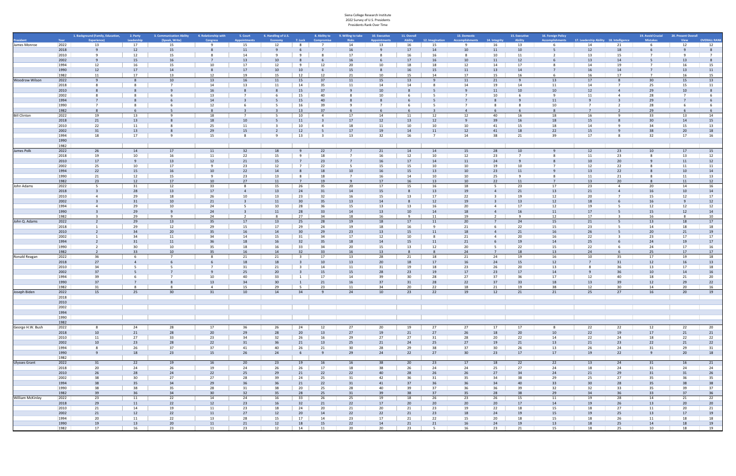Siena College Research Institute
2022 Survey of U.S. Presidents
Presidents Rank Over Time

| President | Year | 1. Background (Family, Education, Experience) | 2. Party Leadership | 3. Communication Ability (Speak, Write) | 4. Relationship with Congress | 5. Court Appointments | 6. Handling of U.S. Economy | 7. Luck | 8. Ability to Compromise | 9. Willing to take Risks | 10. Executive Appointments | 11. Overall Ability | 12. Imagination | 13. Domestic Accomplishments | 14. Integrity | 15. Executive Ability | 16. Foreign Policy Accomplishments | 17. Leadership Ability | 18. Intelligence | 19. Avoid Crucial Mistakes | 20. Present Overall View | OVERALL RANK |
|---|---|---|---|---|---|---|---|---|---|---|---|---|---|---|---|---|---|---|---|---|---|---|
| James Monroe | 2022 | 13 | 17 | 15 | 9 | 15 | 12 | 8 | 7 | 14 | 13 | 16 | 15 | 9 | 16 | 13 | 6 | 14 | 21 | 6 | 12 | 12 |
| | 2018 | 9 | 12 | 15 | 8 | 11 | 9 | 6 | 7 | 16 | 9 | 17 | 14 | 10 | 11 | 10 | 5 | 12 | 18 | 6 | 9 | 8 |
| | 2010 | 9 | 12 | 15 | 8 | 14 | 9 | 9 | 8 | 17 | 8 | 16 | 16 | 8 | 10 | 11 | 2 | 13 | 15 | 7 | 9 | 7 |
| | 2002 | 9 | 15 | 16 | 7 | 13 | 10 | 8 | 6 | 16 | 6 | 17 | 16 | 10 | 11 | 12 | 6 | 13 | 14 | 5 | 13 | 8 |
| | 1994 | 12 | 16 | 15 | 10 | 17 | 12 | 9 | 12 | 20 | 10 | 18 | 18 | 12 | 14 | 17 | 8 | 14 | 19 | 7 | 16 | 15 |
| | 1990 | 12 | 17 | 14 | 8 | 17 | 10 | 10 | 6 | 15 | 8 | 16 | 15 | 11 | 13 | 14 | 7 | 16 | 14 | 7 | 13 | 11 |
| | 1982 | 11 | 17 | 13 | 12 | 19 | 15 | 12 | 12 | 21 | 10 | 15 | 14 | 17 | 15 | 16 | 6 | 16 | 17 | 7 | 16 | 15 |
| Woodrow Wilson | 2022 | 9 | 8 | 10 | 13 | 16 | 11 | 15 | 37 | 11 | 15 | 13 | 9 | 11 | 21 | 9 | 13 | 17 | 8 | 30 | 15 | 13 |
| | 2018 | 8 | 8 | 7 | 14 | 13 | 11 | 14 | 35 | 11 | 14 | 14 | 8 | 14 | 19 | 14 | 11 | 14 | 7 | 25 | 15 | 11 |
| | 2010 | 8 | 8 | 9 | 16 | 8 | 8 | 15 | 37 | 9 | 10 | 8 | 5 | 9 | 11 | 10 | 10 | 12 | 4 | 29 | 10 | 8 |
| | 2002 | 8 | 8 | 6 | 13 | 7 | 6 | 15 | 40 | 8 | 10 | 6 | 5 | 7 | 10 | 6 | 9 | 11 | 4 | 28 | 7 | 6 |
| | 1994 | 7 | 8 | 6 | 14 | 3 | 5 | 15 | 40 | 8 | 8 | 6 | 5 | 7 | 8 | 9 | 11 | 9 | 3 | 29 | 7 | 6 |
| | 1990 | 7 | 8 | 6 | 12 | 6 | 5 | 16 | 39 | 9 | 7 | 6 | 5 | 7 | 8 | 8 | 10 | 7 | 2 | 28 | 6 | 6 |
| | 1982 | 8 | 6 | 5 | 8 | 3 | 3 | 13 | 37 | 6 | 6 | 6 | 3 | 4 | 6 | 6 | 8 | 7 | 2 | 29 | 6 | 6 |
| Bill Clinton | 2022 | 19 | 13 | 9 | 18 | 7 | 5 | 10 | 4 | 17 | 14 | 11 | 12 | 12 | 40 | 16 | 18 | 16 | 9 | 33 | 13 | 14 |
| | 2018 | 21 | 13 | 8 | 18 | 10 | 5 | 11 | 3 | 17 | 12 | 13 | 12 | 9 | 39 | 16 | 18 | 15 | 8 | 30 | 14 | 15 |
| | 2010 | 22 | 11 | 8 | 25 | 11 | 3 | 10 | 4 | 18 | 11 | 10 | 10 | 10 | 41 | 15 | 18 | 14 | 9 | 34 | 15 | 13 |
| | 2002 | 31 | 13 | 8 | 29 | 15 | 2 | 12 | 5 | 17 | 19 | 14 | 11 | 12 | 41 | 18 | 22 | 15 | 9 | 38 | 20 | 18 |
| | 1994 | 18 | 17 | 9 | 15 | 8 | 9 | 13 | 3 | 13 | 32 | 16 | 7 | 14 | 38 | 21 | 39 | 17 | 8 | 32 | 17 | 16 |
| | 1990 | | | | | | | | | | | | | | | | | | | | | |
| | 1982 | | | | | | | | | | | | | | | | | | | | | |
| James Polk | 2022 | 26 | 14 | 17 | 11 | 32 | 18 | 9 | 22 | 7 | 21 | 14 | 14 | 15 | 28 | 10 | 9 | 12 | 23 | 10 | 17 | 15 |
| | 2018 | 19 | 10 | 16 | 11 | 22 | 15 | 9 | 18 | 7 | 16 | 12 | 10 | 12 | 23 | 7 | 8 | 11 | 23 | 8 | 13 | 12 |
| | 2010 | 17 | 9 | 13 | 12 | 21 | 15 | 7 | 23 | 7 | 16 | 17 | 14 | 11 | 24 | 9 | 8 | 10 | 20 | 9 | 11 | 12 |
| | 2002 | 25 | 10 | 17 | 9 | 23 | 12 | 7 | 22 | 5 | 15 | 15 | 10 | 10 | 19 | 10 | 7 | 12 | 22 | 8 | 11 | 11 |
| | 1994 | 22 | 15 | 16 | 10 | 22 | 14 | 8 | 18 | 10 | 16 | 15 | 13 | 10 | 23 | 11 | 9 | 13 | 22 | 8 | 10 | 14 |
| | 1990 | 21 | 12 | 15 | 9 | 23 | 13 | 8 | 18 | 7 | 16 | 14 | 10 | 10 | 25 | 9 | 8 | 11 | 21 | 8 | 11 | 13 |
| | 1982 | 23 | 12 | 17 | 10 | 27 | 11 | 7 | 19 | 9 | 17 | 16 | 13 | 10 | 22 | 11 | 7 | 13 | 20 | 8 | 11 | 12 |
| John Adams | 2022 | 5 | 31 | 12 | 33 | 8 | 15 | 26 | 35 | 20 | 17 | 15 | 16 | 18 | 5 | 23 | 17 | 23 | 4 | 20 | 14 | 16 |
| | 2018 | 3 | 28 | 13 | 17 | 4 | 13 | 24 | 31 | 14 | 15 | 8 | 13 | 19 | 4 | 21 | 13 | 21 | 4 | 16 | 10 | 14 |
| | 2010 | 4 | 29 | 18 | 26 | 10 | 13 | 23 | 32 | 16 | 15 | 13 | 17 | 22 | 3 | 19 | 12 | 20 | 7 | 15 | 12 | 17 |
| | 2002 | 3 | 31 | 10 | 21 | 3 | 11 | 30 | 35 | 13 | 14 | 8 | 12 | 19 | 3 | 13 | 12 | 18 | 6 | 16 | 9 | 12 |
| | 1994 | 4 | 29 | 10 | 24 | 5 | 10 | 28 | 36 | 15 | 13 | 13 | 16 | 20 | 4 | 17 | 12 | 19 | 5 | 12 | 12 | 12 |
| | 1990 | 3 | 29 | 9 | 24 | 3 | 11 | 28 | 33 | 14 | 13 | 10 | 14 | 18 | 4 | 16 | 11 | 17 | 5 | 15 | 12 | 14 |
| | 1982 | 3 | 29 | 9 | 24 | 2 | 8 | 27 | 34 | 18 | 16 | 9 | 11 | 19 | 2 | 9 | 12 | 17 | 3 | 16 | 8 | 10 |
| John Q. Adams | 2022 | 2 | 29 | 13 | 35 | 17 | 13 | 25 | 28 | 19 | 18 | 17 | 11 | 20 | 7 | 24 | 15 | 21 | 5 | 13 | 18 | 17 |
| | 2018 | 1 | 29 | 12 | 29 | 15 | 17 | 29 | 24 | 19 | 18 | 16 | 9 | 21 | 6 | 22 | 15 | 23 | 5 | 14 | 18 | 18 |
| | 2010 | 2 | 34 | 20 | 35 | 16 | 14 | 30 | 29 | 23 | 13 | 15 | 11 | 18 | 4 | 21 | 16 | 26 | 5 | 20 | 21 | 19 |
| | 2002 | 1 | 34 | 11 | 34 | 14 | 15 | 31 | 34 | 17 | 12 | 10 | 8 | 21 | 4 | 20 | 16 | 22 | 3 | 23 | 17 | 17 |
| | 1994 | 2 | 31 | 11 | 36 | 18 | 16 | 32 | 35 | 18 | 14 | 15 | 11 | 21 | 6 | 19 | 14 | 25 | 6 | 24 | 19 | 17 |
| | 1990 | 2 | 30 | 10 | 35 | 18 | 16 | 33 | 34 | 20 | 15 | 13 | 12 | 20 | 5 | 22 | 15 | 22 | 6 | 24 | 17 | 16 |
| | 1982 | 2 | 33 | 10 | 35 | 16 | 14 | 32 | 33 | 16 | 13 | 8 | 8 | 24 | 7 | 18 | 13 | 24 | 6 | 25 | 17 | 17 |
| Ronald Reagan | 2022 | 36 | 6 | 7 | 8 | 21 | 21 | 3 | 17 | 13 | 28 | 21 | 18 | 21 | 24 | 19 | 16 | 10 | 35 | 17 | 19 | 18 |
| | 2018 | 27 | 4 | 6 | 6 | 18 | 18 | 3 | 10 | 13 | 20 | 18 | 17 | 16 | 24 | 15 | 12 | 7 | 31 | 12 | 16 | 13 |
| | 2010 | 34 | 5 | 5 | 7 | 31 | 21 | 3 | 14 | 11 | 31 | 19 | 18 | 23 | 26 | 20 | 13 | 8 | 36 | 13 | 17 | 18 |
| | 2002 | 37 | 5 | 7 | 9 | 25 | 20 | 3 | 15 | 15 | 28 | 23 | 19 | 17 | 23 | 17 | 14 | 9 | 36 | 10 | 14 | 16 |
| | 1994 | 39 | 6 | 7 | 10 | 40 | 33 | 1 | 17 | 14 | 39 | 30 | 28 | 27 | 37 | 36 | 17 | 12 | 40 | 18 | 21 | 20 |
| | 1990 | 37 | 7 | 8 | 13 | 34 | 30 | 1 | 21 | 16 | 37 | 31 | 28 | 22 | 37 | 33 | 18 | 13 | 39 | 12 | 29 | 22 |
| | 1982 | 31 | 8 | 8 | 4 | 15 | 29 | 5 | 23 | 11 | 34 | 20 | 22 | 18 | 21 | 19 | 38 | 12 | 30 | 14 | 20 | 16 |
| Joseph Biden | 2022 | 15 | 25 | 30 | 31 | 10 | 14 | 34 | 9 | 24 | 10 | 23 | 22 | 19 | 12 | 21 | 21 | 25 | 27 | 16 | 20 | 19 |
| | 2018 | | | | | | | | | | | | | | | | | | | | | |
| | 2010 | | | | | | | | | | | | | | | | | | | | | |
| | 2002 | | | | | | | | | | | | | | | | | | | | | |
| | 1994 | | | | | | | | | | | | | | | | | | | | | |
| | 1990 | | | | | | | | | | | | | | | | | | | | | |
| | 1982 | | | | | | | | | | | | | | | | | | | | | |
| George H.W. Bush | 2022 | 8 | 24 | 28 | 17 | 36 | 26 | 24 | 12 | 27 | 20 | 19 | 27 | 27 | 17 | 17 | 8 | 22 | 22 | 12 | 22 | 20 |
| | 2018 | 10 | 21 | 28 | 20 | 29 | 28 | 20 | 13 | 27 | 19 | 21 | 27 | 26 | 18 | 20 | 10 | 22 | 19 | 17 | 21 | 21 |
| | 2010 | 11 | 27 | 33 | 23 | 34 | 32 | 26 | 16 | 29 | 27 | 27 | 31 | 28 | 20 | 22 | 14 | 22 | 24 | 18 | 22 | 22 |
| | 2002 | 10 | 23 | 28 | 22 | 31 | 36 | 21 | 13 | 25 | 21 | 24 | 25 | 27 | 19 | 21 | 13 | 21 | 23 | 22 | 21 | 22 |
| | 1994 | 8 | 26 | 37 | 37 | 41 | 40 | 26 | 21 | 30 | 28 | 29 | 38 | 37 | 30 | 26 | 13 | 26 | 24 | 31 | 29 | 31 |
| | 1990 | 9 | 18 | 23 | 15 | 26 | 24 | 6 | 9 | 29 | 24 | 22 | 27 | 30 | 23 | 17 | 17 | 19 | 22 | 9 | 20 | 18 |
| | 1982 | | | | | | | | | | | | | | | | | | | | | |
| Ulysses Grant | 2022 | 31 | 22 | 19 | 16 | 20 | 23 | 19 | 16 | 16 | 38 | 20 | 23 | 17 | 18 | 22 | 22 | 13 | 24 | 31 | 16 | 21 |
| | 2018 | 20 | 24 | 26 | 19 | 24 | 26 | 26 | 17 | 18 | 38 | 26 | 24 | 24 | 25 | 27 | 24 | 18 | 24 | 31 | 24 | 24 |
| | 2010 | 26 | 28 | 24 | 22 | 25 | 29 | 21 | 22 | 22 | 40 | 28 | 26 | 26 | 27 | 34 | 24 | 21 | 29 | 31 | 31 | 26 |
| | 2002 | 38 | 30 | 27 | 27 | 28 | 39 | 24 | 25 | 31 | 42 | 36 | 31 | 35 | 34 | 38 | 29 | 25 | 27 | 35 | 36 | 35 |
| | 1994 | 38 | 35 | 34 | 29 | 36 | 36 | 21 | 22 | 31 | 41 | 37 | 36 | 36 | 34 | 40 | 33 | 30 | 28 | 35 | 38 | 38 |
| | 1990 | 38 | 38 | 35 | 28 | 31 | 38 | 20 | 25 | 28 | 40 | 39 | 37 | 36 | 36 | 39 | 32 | 32 | 33 | 35 | 39 | 37 |
| | 1982 | 39 | 36 | 34 | 30 | 32 | 35 | 28 | 25 | 31 | 39 | 38 | 37 | 35 | 28 | 38 | 29 | 34 | 36 | 33 | 37 | 36 |
| William McKinley | 2022 | 23 | 11 | 22 | 14 | 24 | 16 | 33 | 26 | 25 | 19 | 18 | 26 | 23 | 26 | 15 | 11 | 19 | 28 | 14 | 21 | 22 |
| | 2018 | 29 | 11 | 22 | 12 | 23 | 16 | 32 | 21 | 22 | 17 | 20 | 20 | 20 | 20 | 17 | 14 | 19 | 26 | 13 | 20 | 20 |
| | 2010 | 21 | 14 | 19 | 11 | 23 | 18 | 24 | 20 | 21 | 20 | 21 | 23 | 19 | 22 | 18 | 15 | 18 | 27 | 11 | 20 | 21 |
| | 2002 | 21 | 12 | 22 | 11 | 27 | 12 | 20 | 14 | 22 | 22 | 21 | 23 | 18 | 24 | 19 | 15 | 19 | 25 | 13 | 17 | 19 |
| | 1994 | 20 | 11 | 22 | 13 | 28 | 15 | 17 | 14 | 23 | 17 | 21 | 22 | 15 | 20 | 18 | 15 | 18 | 26 | 11 | 18 | 18 |
| | 1990 | 19 | 13 | 20 | 11 | 21 | 12 | 18 | 15 | 22 | 14 | 21 | 21 | 16 | 24 | 19 | 13 | 18 | 25 | 14 | 18 | 19 |
| | 1982 | 17 | 16 | 23 | 11 | 18 | 12 | 14 | 11 | 20 | 20 | 23 | 5 | 16 | 23 | 21 | 15 | 18 | 25 | 10 | 18 | 19 |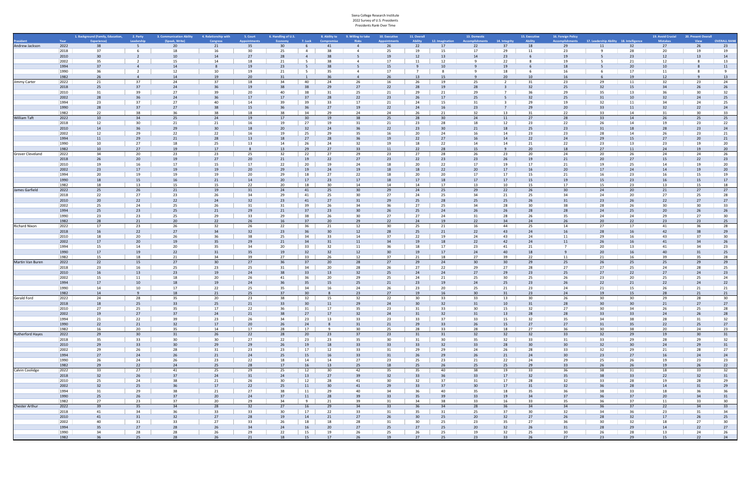Siena College Research Institute
2022 Survey of U.S. Presidents
Presidents Rank Over Time

| President | Year | 1. Background (Family, Education, Experience) | 2. Party Leadership | 3. Communication Ability (Speak, Write) | 4. Relationship with Congress | 5. Court Appointments | 6. Handling of U.S. Economy | 7. Luck | 8. Ability to Compromise | 9. Willing to take Risks | 10. Executive Appointments | 11. Overall Ability | 12. Imagination | 13. Domestic Accomplishments | 14. Integrity | 15. Executive Ability | 16. Foreign Policy Accomplishments | 17. Leadership Ability | 18. Intelligence | 19. Avoid Crucial Mistakes | 20. Present Overall View | OVERALL RANK |
|---|---|---|---|---|---|---|---|---|---|---|---|---|---|---|---|---|---|---|---|---|---|---|
| Andrew Jackson | 2022 | 38 | 5 | 20 | 21 | 35 | 30 | 6 | 41 | 4 | 26 | 22 | 17 | 22 | 37 | 18 | 29 | 11 | 32 | 27 | 26 | 23 |
| | 2018 | 37 | 6 | 18 | 16 | 30 | 25 | 4 | 38 | 4 | 25 | 19 | 15 | 17 | 29 | 11 | 23 | 9 | 28 | 20 | 19 | 19 |
| | 2010 | 30 | 2 | 10 | 14 | 27 | 28 | 4 | 38 | 5 | 19 | 12 | 13 | 14 | 23 | 6 | 19 | 5 | 23 | 12 | 13 | 14 |
| | 2002 | 35 | 2 | 15 | 14 | 18 | 21 | 5 | 38 | 4 | 17 | 11 | 12 | 9 | 22 | 8 | 19 | 5 | 21 | 12 | 8 | 13 |
| | 1994 | 37 | 4 | 14 | 8 | 19 | 23 | 5 | 38 | 5 | 15 | 9 | 10 | 9 | 19 | 6 | 18 | 5 | 20 | 10 | 8 | 11 |
| | 1990 | 36 | 2 | 12 | 10 | 19 | 21 | 5 | 35 | 4 | 17 | 7 | 8 | 9 | 18 | 6 | 16 | 6 | 17 | 11 | 8 | 9 |
| | 1982 | 26 | 4 | 14 | 19 | 20 | 31 | 1 | 36 | 4 | 26 | 13 | 15 | 9 | 20 | 10 | 16 | 6 | 19 | 12 | 9 | 13 |
| Jimmy Carter | 2022 | 21 | 37 | 24 | 37 | 18 | 34 | 40 | 24 | 26 | 16 | 26 | 19 | 25 | 2 | 31 | 23 | 29 | 11 | 34 | 23 | 26 |
| | 2018 | 25 | 37 | 24 | 36 | 19 | 38 | 38 | 29 | 27 | 22 | 28 | 19 | 28 | 3 | 32 | 25 | 32 | 15 | 32 | 26 | 26 |
| | 2010 | 31 | 39 | 27 | 39 | 20 | 40 | 38 | 31 | 25 | 21 | 29 | 21 | 29 | 7 | 36 | 29 | 35 | 13 | 36 | 30 | 32 |
| | 2002 | 28 | 36 | 24 | 36 | 17 | 37 | 28 | 22 | 23 | 26 | 17 | 25 | 5 | 32 | 25 | 31 | 10 | 32 | 24 | 25 | |
| | 1994 | 23 | 37 | 27 | 40 | 14 | 39 | 39 | 33 | 17 | 21 | 24 | 15 | 31 | 3 | 29 | 19 | 32 | 11 | 34 | 24 | 25 |
| | 1990 | 28 | 37 | 27 | 38 | 15 | 36 | 36 | 27 | 19 | 22 | 24 | 16 | 23 | 7 | 29 | 20 | 33 | 11 | 32 | 22 | 24 |
| | 1982 | 22 | 38 | 36 | 38 | 18 | 38 | 34 | 29 | 24 | 24 | 26 | 21 | 32 | 13 | 31 | 22 | 33 | 14 | 31 | 30 | 33 |
| William Taft | 2022 | 10 | 34 | 25 | 24 | 19 | 17 | 30 | 19 | 38 | 25 | 28 | 30 | 24 | 11 | 27 | 28 | 33 | 14 | 26 | 25 | 25 |
| | 2018 | 12 | 30 | 21 | 21 | 16 | 19 | 27 | 19 | 31 | 21 | 23 | 28 | 18 | 12 | 23 | 22 | 26 | 14 | 19 | 23 | 22 |
| | 2010 | 14 | 36 | 29 | 30 | 18 | 20 | 32 | 24 | 36 | 22 | 23 | 30 | 21 | 18 | 25 | 23 | 31 | 18 | 28 | 23 | 24 |
| | 2002 | 12 | 29 | 22 | 22 | 16 | 19 | 25 | 29 | 35 | 16 | 20 | 24 | 16 | 14 | 23 | 23 | 28 | 14 | 26 | 23 | 21 |
| | 1994 | 11 | 29 | 21 | 28 | 13 | 18 | 27 | 28 | 36 | 19 | 22 | 27 | 16 | 14 | 22 | 24 | 29 | 15 | 27 | 20 | 21 |
| | 1990 | 10 | 27 | 18 | 25 | 13 | 14 | 26 | 24 | 32 | 19 | 18 | 22 | 14 | 14 | 21 | 22 | 23 | 13 | 23 | 19 | 20 |
| | 1982 | 10 | 27 | 19 | 17 | 8 | 13 | 29 | 27 | 33 | 11 | 22 | 28 | 15 | 9 | 20 | 18 | 27 | 11 | 24 | 19 | 20 |
| Grover Cleveland | 2022 | 34 | 20 | 23 | 25 | 32 | 22 | 27 | 29 | 23 | 27 | 28 | 26 | 23 | 20 | 24 | 20 | 26 | 24 | 24 | 26 | |
| | 2018 | 26 | 20 | 19 | 27 | 20 | 21 | 19 | 22 | 27 | 23 | 22 | 23 | 23 | 26 | 19 | 21 | 20 | 27 | 15 | 22 | 23 |
| | 2010 | 19 | 16 | 17 | 15 | 17 | 22 | 20 | 19 | 24 | 18 | 20 | 22 | 17 | 19 | 17 | 21 | 19 | 25 | 14 | 19 | 20 |
| | 2002 | 23 | 17 | 19 | 19 | 20 | 29 | 19 | 24 | 19 | 18 | 18 | 22 | 20 | 17 | 16 | 20 | 17 | 24 | 14 | 19 | 20 |
| | 1994 | 20 | 19 | 19 | 19 | 20 | 29 | 18 | 27 | 22 | 18 | 20 | 20 | 17 | 17 | 15 | 21 | 16 | 23 | 16 | 15 | 19 |
| | 1990 | 18 | 15 | 16 | 21 | 14 | 20 | 17 | 23 | 17 | 18 | 17 | 18 | 17 | 17 | 15 | 19 | 15 | 23 | 16 | 15 | 17 |
| | 1982 | 18 | 13 | 15 | 15 | 22 | 20 | 18 | 30 | 14 | 14 | 14 | 17 | 13 | 10 | 15 | 17 | 15 | 23 | 13 | 15 | 18 |
| James Garfield | 2022 | 25 | 26 | 21 | 19 | 31 | 24 | 41 | 25 | 30 | 29 | 24 | 25 | 29 | 22 | 26 | 30 | 24 | 20 | 21 | 27 | 27 |
| | 2018 | 22 | 27 | 23 | 26 | 34 | 29 | 41 | 25 | 30 | 27 | 24 | 25 | 34 | 21 | 25 | 34 | 24 | 20 | 27 | 25 | 28 |
| | 2010 | 20 | 22 | 22 | 24 | 32 | 23 | 41 | 27 | 31 | 29 | 25 | 28 | 25 | 25 | 26 | 31 | 23 | 26 | 22 | 27 | 27 |
| | 2002 | 25 | 24 | 25 | 26 | 31 | 31 | 39 | 26 | 34 | 36 | 27 | 25 | 34 | 28 | 30 | 38 | 28 | 26 | 30 | 30 | 33 |
| | 1994 | 25 | 23 | 25 | 21 | 29 | 21 | 37 | 23 | 30 | 26 | 25 | 24 | 26 | 26 | 28 | 28 | 24 | 25 | 20 | 26 | 26 |
| | 1990 | 23 | 23 | 25 | 29 | 33 | 29 | 38 | 26 | 30 | 27 | 27 | 24 | 31 | 28 | 26 | 35 | 24 | 24 | 29 | 27 | 30 |
| | 1982 | 28 | 21 | 20 | 22 | 26 | 16 | 37 | 20 | 29 | 22 | 24 | 19 | 22 | 34 | 24 | 26 | 20 | 22 | 23 | 23 | 25 |
| Richard Nixon | 2022 | 17 | 23 | 26 | 32 | 26 | 22 | 36 | 21 | 12 | 30 | 25 | 21 | 16 | 44 | 25 | 14 | 27 | 17 | 41 | 36 | 28 |
| | 2018 | 16 | 22 | 27 | 34 | 32 | 23 | 36 | 30 | 12 | 28 | 25 | 21 | 22 | 43 | 24 | 16 | 28 | 16 | 42 | 38 | 29 |
| | 2010 | 18 | 20 | 26 | 36 | 38 | 25 | 34 | 33 | 14 | 37 | 22 | 19 | 24 | 43 | 24 | 11 | 29 | 16 | 43 | 37 | 30 |
| | 2002 | 17 | 20 | 19 | 35 | 29 | 21 | 34 | 31 | 11 | 34 | 19 | 18 | 22 | 42 | 24 | 11 | 26 | 16 | 41 | 34 | 26 |
| | 1994 | 15 | 14 | 20 | 35 | 34 | 20 | 33 | 32 | 11 | 36 | 18 | 17 | 23 | 41 | 21 | 7 | 20 | 13 | 41 | 34 | 23 |
| | 1990 | 17 | 19 | 22 | 31 | 35 | 19 | 32 | 32 | 12 | 30 | 19 | 17 | 24 | 40 | 18 | 9 | 20 | 16 | 40 | 31 | 25 |
| | 1982 | 15 | 18 | 21 | 34 | 39 | 27 | 33 | 26 | 12 | 37 | 21 | 18 | 27 | 39 | 22 | 11 | 21 | 16 | 39 | 35 | 28 |
| Martin Van Buren | 2022 | 22 | 15 | 27 | 30 | 27 | 36 | 37 | 20 | 28 | 27 | 29 | 24 | 30 | 30 | 29 | 25 | 26 | 25 | 25 | 29 | 29 |
| | 2018 | 23 | 16 | 25 | 23 | 25 | 31 | 34 | 20 | 28 | 26 | 27 | 22 | 29 | 27 | 28 | 27 | 27 | 25 | 24 | 28 | 25 |
| | 2010 | 16 | 13 | 23 | 19 | 24 | 38 | 33 | 13 | 32 | 25 | 24 | 24 | 27 | 29 | 23 | 25 | 27 | 22 | 27 | 24 | 23 |
| | 2002 | 15 | 11 | 18 | 20 | 26 | 41 | 36 | 20 | 29 | 25 | 24 | 21 | 25 | 30 | 25 | 26 | 23 | 20 | 25 | 25 | 24 |
| | 1994 | 17 | 10 | 18 | 19 | 24 | 36 | 35 | 15 | 25 | 21 | 23 | 19 | 24 | 25 | 23 | 26 | 22 | 21 | 22 | 24 | 22 |
| | 1990 | 14 | 10 | 17 | 22 | 25 | 35 | 34 | 16 | 24 | 26 | 23 | 20 | 25 | 21 | 23 | 24 | 21 | 15 | 26 | 21 | 21 |
| | 1982 | 14 | 9 | 18 | 21 | 25 | 37 | 30 | 8 | 23 | 27 | 19 | 16 | 30 | 31 | 23 | 24 | 19 | 15 | 28 | 21 | 21 |
| Gerald Ford | 2022 | 24 | 28 | 35 | 20 | 23 | 38 | 32 | 15 | 32 | 22 | 30 | 33 | 33 | 13 | 30 | 26 | 30 | 30 | 29 | 28 | 30 |
| | 2018 | 18 | 25 | 33 | 25 | 21 | 33 | 30 | 11 | 29 | 24 | 30 | 32 | 31 | 10 | 31 | 28 | 30 | 30 | 21 | 27 | 27 |
| | 2010 | 27 | 25 | 35 | 17 | 22 | 36 | 31 | 17 | 35 | 23 | 31 | 33 | 30 | 15 | 32 | 27 | 30 | 34 | 26 | 25 | 28 |
| | 2002 | 19 | 27 | 37 | 24 | 21 | 38 | 27 | 17 | 32 | 24 | 31 | 32 | 31 | 13 | 28 | 28 | 33 | 33 | 24 | 26 | 28 |
| | 1994 | 21 | 22 | 39 | 23 | 26 | 34 | 23 | 13 | 33 | 23 | 33 | 37 | 33 | 15 | 32 | 35 | 34 | 38 | 28 | 31 | 32 |
| | 1990 | 22 | 21 | 32 | 17 | 20 | 26 | 24 | 8 | 31 | 21 | 29 | 33 | 26 | 15 | 27 | 27 | 31 | 35 | 22 | 25 | 27 |
| | 1982 | 16 | 20 | 35 | 14 | 17 | 28 | 17 | 9 | 30 | 25 | 28 | 33 | 28 | 18 | 27 | 36 | 30 | 38 | 20 | 24 | 23 |
| Rutherford Hayes | 2022 | 29 | 30 | 31 | 26 | 22 | 28 | 20 | 23 | 37 | 23 | 31 | 31 | 32 | 32 | 32 | 33 | 32 | 29 | 19 | 30 | 31 |
| | 2018 | 35 | 33 | 30 | 30 | 27 | 22 | 23 | 23 | 35 | 30 | 31 | 30 | 35 | 32 | 33 | 31 | 33 | 29 | 28 | 29 | 32 |
| | 2010 | 29 | 33 | 30 | 29 | 29 | 26 | 19 | 18 | 33 | 33 | 33 | 32 | 33 | 28 | 30 | 30 | 32 | 30 | 24 | 29 | 31 |
| | 2002 | 29 | 26 | 28 | 31 | 23 | 23 | 17 | 12 | 33 | 31 | 29 | 29 | 24 | 26 | 28 | 33 | 32 | 29 | 21 | 28 | 27 |
| | 1994 | 27 | 24 | 26 | 21 | 24 | 25 | 15 | 16 | 33 | 31 | 26 | 29 | 26 | 21 | 24 | 30 | 23 | 27 | 16 | 24 | 24 |
| | 1990 | 26 | 24 | 26 | 23 | 22 | 18 | 14 | 14 | 27 | 23 | 25 | 23 | 21 | 22 | 24 | 29 | 25 | 26 | 19 | 23 | 23 |
| | 1982 | 29 | 22 | 24 | 25 | 28 | 17 | 16 | 13 | 25 | 18 | 25 | 26 | 25 | 25 | 29 | 33 | 26 | 26 | 19 | 26 | 22 |
| Calvin Coolidge | 2022 | 33 | 27 | 41 | 25 | 29 | 25 | 12 | 30 | 42 | 35 | 35 | 40 | 38 | 19 | 33 | 36 | 38 | 31 | 18 | 33 | 32 |
| | 2018 | 32 | 26 | 37 | 24 | 31 | 24 | 13 | 27 | 39 | 32 | 33 | 36 | 33 | 17 | 32 | 35 | 38 | 33 | 22 | 32 | 31 |
| | 2010 | 25 | 24 | 38 | 21 | 26 | 30 | 12 | 28 | 41 | 30 | 32 | 37 | 31 | 17 | 28 | 32 | 33 | 28 | 19 | 28 | 29 |
| | 2002 | 32 | 25 | 36 | 17 | 22 | 25 | 11 | 30 | 41 | 29 | 33 | 37 | 30 | 17 | 31 | 32 | 36 | 28 | 14 | 31 | 29 |
| | 1994 | 31 | 29 | 38 | 21 | 27 | 38 | 11 | 29 | 40 | 34 | 36 | 40 | 35 | 18 | 35 | 36 | 38 | 33 | 18 | 36 | 36 |
| | 1990 | 25 | 26 | 37 | 20 | 24 | 37 | 11 | 28 | 39 | 33 | 35 | 39 | 33 | 19 | 34 | 37 | 36 | 37 | 20 | 34 | 31 |
| | 1982 | 27 | 23 | 37 | 20 | 29 | 34 | 9 | 21 | 39 | 31 | 34 | 38 | 33 | 16 | 33 | 35 | 36 | 37 | 11 | 33 | 30 |
| Chester Arthur | 2022 | 39 | 35 | 34 | 28 | 32 | 27 | 16 | 29 | 34 | 33 | 36 | 34 | 28 | 36 | 34 | 34 | 36 | 37 | 22 | 34 | 33 |
| | 2018 | 41 | 34 | 36 | 33 | 33 | 30 | 17 | 22 | 33 | 31 | 35 | 31 | 25 | 37 | 30 | 32 | 34 | 36 | 23 | 31 | 34 |
| | 2010 | 41 | 31 | 32 | 27 | 28 | 19 | 14 | 21 | 27 | 26 | 30 | 25 | 20 | 32 | 27 | 26 | 28 | 32 | 17 | 26 | 25 |
| | 2002 | 40 | 31 | 33 | 27 | 33 | 26 | 18 | 18 | 28 | 31 | 30 | 25 | 23 | 35 | 27 | 36 | 30 | 32 | 18 | 27 | 30 |
| | 1994 | 35 | 27 | 28 | 26 | 34 | 24 | 16 | 20 | 27 | 25 | 27 | 25 | 20 | 32 | 26 | 31 | 28 | 29 | 14 | 22 | 27 |
| | 1990 | 34 | 28 | 28 | 26 | 29 | 22 | 15 | 19 | 26 | 25 | 26 | 25 | 19 | 32 | 25 | 30 | 26 | 28 | 13 | 24 | 26 |
| | 1982 | 36 | 25 | 28 | 26 | 21 | 18 | 15 | 17 | 26 | 19 | 27 | 25 | 23 | 33 | 26 | 27 | 23 | 29 | 15 | 22 | 24 |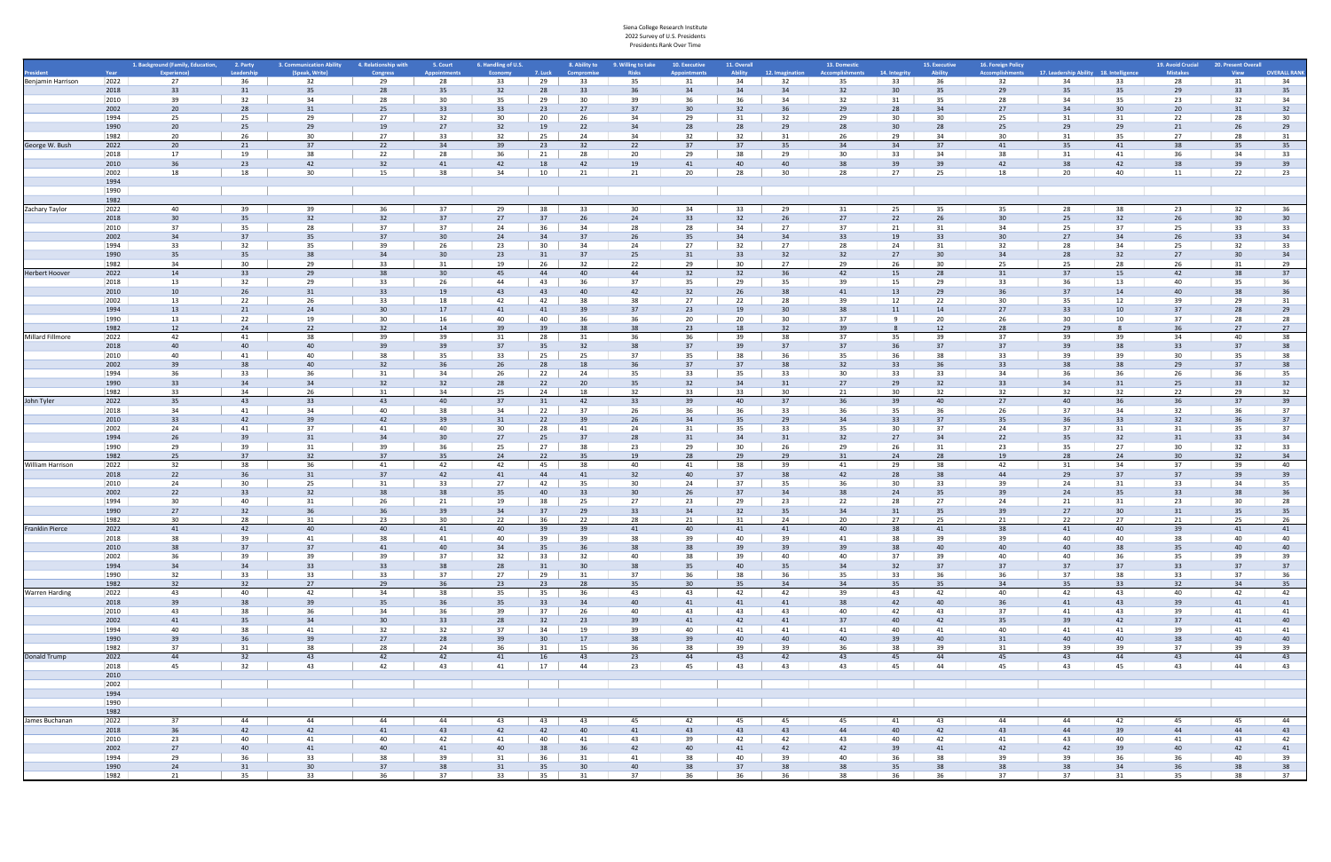Siena College Research Institute
2022 Survey of U.S. Presidents
Presidents Rank Over Time

| President | Year | 1. Background (Family, Education, Experience) | 2. Party Leadership | 3. Communication Ability (Speak, Write) | 4. Relationship with Congress | 5. Court Appointments | 6. Handling of U.S. Economy | 7. Luck | 8. Ability to Compromise | 9. Willing to take Risks | 10. Executive Appointments | 11. Overall Ability | 12. Imagination | 13. Domestic Accomplishments | 14. Integrity | 15. Executive Ability | 16. Foreign Policy Accomplishments | 17. Leadership Ability | 18. Intelligence | 19. Avoid Crucial Mistakes | 20. Present Overall View | OVERALL RANK |
|---|---|---|---|---|---|---|---|---|---|---|---|---|---|---|---|---|---|---|---|---|---|---|
| Benjamin Harrison | 2022 | 27 | 36 | 32 | 29 | 28 | 33 | 29 | 33 | 35 | 31 | 34 | 32 | 35 | 33 | 36 | 32 | 34 | 33 | 28 | 31 | 34 |
| | 2018 | 33 | 31 | 35 | 28 | 35 | 32 | 28 | 33 | 36 | 34 | 34 | 34 | 32 | 30 | 35 | 29 | 35 | 35 | 29 | 33 | 35 |
| | 2010 | 39 | 32 | 34 | 28 | 30 | 35 | 29 | 30 | 39 | 36 | 36 | 34 | 32 | 31 | 35 | 28 | 34 | 35 | 23 | 32 | 34 |
| | 2002 | 20 | 28 | 31 | 25 | 33 | 33 | 23 | 27 | 37 | 30 | 32 | 36 | 29 | 28 | 34 | 27 | 34 | 30 | 20 | 31 | 32 |
| | 1994 | 25 | 25 | 29 | 27 | 32 | 30 | 20 | 26 | 34 | 29 | 31 | 32 | 29 | 30 | 30 | 25 | 31 | 31 | 22 | 28 | 30 |
| | 1990 | 20 | 25 | 29 | 19 | 27 | 32 | 19 | 22 | 34 | 28 | 28 | 29 | 28 | 30 | 28 | 25 | 29 | 29 | 21 | 26 | 29 |
| | 1982 | 20 | 26 | 30 | 27 | 33 | 32 | 25 | 24 | 34 | 32 | 32 | 31 | 26 | 29 | 34 | 30 | 31 | 35 | 27 | 28 | 31 |
| George W. Bush | 2022 | 20 | 21 | 37 | 22 | 34 | 39 | 23 | 32 | 22 | 37 | 37 | 35 | 34 | 34 | 37 | 41 | 35 | 41 | 38 | 35 | 35 |
| | 2018 | 17 | 19 | 38 | 22 | 28 | 36 | 21 | 28 | 20 | 29 | 38 | 29 | 30 | 33 | 34 | 38 | 31 | 41 | 36 | 34 | 33 |
| | 2010 | 36 | 23 | 42 | 32 | 41 | 42 | 18 | 42 | 19 | 41 | 40 | 40 | 38 | 39 | 39 | 42 | 38 | 42 | 38 | 39 | 39 |
| | 2002 | 18 | 18 | 30 | 15 | 38 | 34 | 10 | 21 | 21 | 20 | 28 | 30 | 28 | 27 | 25 | 18 | 20 | 40 | 11 | 22 | 23 |
| | 1994 | | | | | | | | | | | | | | | | | | | | | |
| | 1990 | | | | | | | | | | | | | | | | | | | | | |
| | 1982 | | | | | | | | | | | | | | | | | | | | | |
| Zachary Taylor | 2022 | 40 | 39 | 39 | 36 | 37 | 29 | 38 | 33 | 30 | 34 | 33 | 29 | 31 | 25 | 35 | 35 | 28 | 38 | 23 | 32 | 36 |
| | 2018 | 30 | 35 | 32 | 32 | 37 | 27 | 37 | 26 | 24 | 33 | 32 | 26 | 27 | 22 | 26 | 30 | 25 | 32 | 26 | 30 | 30 |
| | 2010 | 37 | 35 | 28 | 37 | 37 | 24 | 36 | 34 | 28 | 28 | 34 | 27 | 37 | 21 | 31 | 34 | 25 | 37 | 25 | 33 | 33 |
| | 2002 | 34 | 37 | 35 | 37 | 30 | 24 | 34 | 37 | 26 | 35 | 34 | 34 | 33 | 19 | 33 | 30 | 27 | 34 | 26 | 33 | 34 |
| | 1994 | 33 | 32 | 35 | 39 | 26 | 23 | 30 | 34 | 24 | 27 | 32 | 27 | 28 | 24 | 31 | 32 | 28 | 34 | 25 | 32 | 33 |
| | 1990 | 35 | 35 | 38 | 34 | 30 | 23 | 31 | 37 | 25 | 31 | 33 | 32 | 32 | 27 | 30 | 34 | 28 | 32 | 27 | 30 | 34 |
| | 1982 | 34 | 30 | 29 | 33 | 31 | 19 | 26 | 32 | 22 | 29 | 30 | 27 | 29 | 26 | 30 | 25 | 25 | 28 | 26 | 31 | 29 |
| Herbert Hoover | 2022 | 14 | 33 | 29 | 38 | 30 | 45 | 44 | 40 | 44 | 32 | 32 | 36 | 42 | 15 | 28 | 31 | 37 | 15 | 42 | 38 | 37 |
| | 2018 | 13 | 32 | 29 | 33 | 26 | 44 | 43 | 36 | 37 | 35 | 29 | 35 | 39 | 15 | 29 | 33 | 36 | 13 | 40 | 35 | 36 |
| | 2010 | 10 | 26 | 31 | 33 | 19 | 43 | 43 | 40 | 42 | 32 | 26 | 38 | 41 | 13 | 29 | 36 | 37 | 14 | 40 | 38 | 36 |
| | 2002 | 13 | 22 | 26 | 33 | 18 | 42 | 42 | 38 | 38 | 27 | 22 | 28 | 39 | 12 | 22 | 30 | 35 | 12 | 39 | 29 | 31 |
| | 1994 | 13 | 21 | 24 | 30 | 17 | 41 | 41 | 39 | 37 | 23 | 19 | 30 | 38 | 11 | 14 | 27 | 33 | 10 | 37 | 28 | 29 |
| | 1990 | 13 | 22 | 19 | 30 | 16 | 40 | 40 | 36 | 36 | 20 | 20 | 30 | 37 | 9 | 20 | 26 | 30 | 10 | 37 | 28 | 28 |
| | 1982 | 12 | 24 | 22 | 32 | 14 | 39 | 39 | 38 | 38 | 23 | 18 | 32 | 39 | 8 | 12 | 28 | 29 | 8 | 36 | 27 | 27 |
| Millard Fillmore | 2022 | 42 | 41 | 38 | 39 | 39 | 31 | 28 | 31 | 36 | 36 | 39 | 38 | 37 | 35 | 39 | 37 | 39 | 39 | 34 | 40 | 38 |
| | 2018 | 40 | 40 | 40 | 39 | 39 | 37 | 35 | 32 | 38 | 37 | 39 | 37 | 37 | 36 | 37 | 37 | 39 | 38 | 33 | 37 | 38 |
| | 2010 | 40 | 41 | 40 | 38 | 35 | 33 | 25 | 25 | 37 | 35 | 38 | 36 | 35 | 36 | 38 | 33 | 39 | 39 | 30 | 35 | 38 |
| | 2002 | 39 | 38 | 40 | 32 | 36 | 26 | 28 | 18 | 36 | 37 | 37 | 38 | 32 | 33 | 36 | 33 | 38 | 38 | 29 | 37 | 38 |
| | 1994 | 36 | 33 | 36 | 31 | 34 | 26 | 22 | 24 | 35 | 33 | 35 | 33 | 30 | 33 | 33 | 34 | 36 | 36 | 26 | 36 | 35 |
| | 1990 | 33 | 34 | 34 | 32 | 32 | 28 | 22 | 20 | 35 | 32 | 34 | 31 | 27 | 29 | 32 | 33 | 34 | 31 | 25 | 33 | 32 |
| | 1982 | 33 | 34 | 26 | 31 | 34 | 25 | 24 | 18 | 32 | 33 | 33 | 30 | 21 | 30 | 32 | 32 | 32 | 32 | 22 | 29 | 32 |
| John Tyler | 2022 | 35 | 43 | 33 | 43 | 40 | 37 | 31 | 42 | 33 | 39 | 40 | 37 | 36 | 39 | 40 | 27 | 40 | 36 | 36 | 37 | 39 |
| | 2018 | 34 | 41 | 34 | 40 | 38 | 34 | 22 | 37 | 26 | 36 | 36 | 33 | 36 | 35 | 36 | 26 | 37 | 34 | 32 | 36 | 37 |
| | 2010 | 33 | 42 | 39 | 42 | 39 | 31 | 22 | 39 | 26 | 34 | 35 | 29 | 34 | 33 | 37 | 35 | 36 | 33 | 32 | 36 | 37 |
| | 2002 | 24 | 41 | 37 | 41 | 40 | 30 | 28 | 41 | 24 | 31 | 35 | 33 | 35 | 30 | 37 | 24 | 37 | 31 | 31 | 35 | 37 |
| | 1994 | 26 | 39 | 31 | 34 | 30 | 27 | 25 | 37 | 28 | 31 | 34 | 31 | 32 | 27 | 34 | 22 | 35 | 32 | 31 | 33 | 34 |
| | 1990 | 29 | 39 | 31 | 39 | 36 | 25 | 27 | 38 | 23 | 29 | 30 | 26 | 29 | 26 | 31 | 23 | 35 | 27 | 30 | 32 | 33 |
| | 1982 | 25 | 37 | 32 | 37 | 35 | 24 | 22 | 35 | 19 | 28 | 29 | 29 | 31 | 24 | 28 | 19 | 28 | 24 | 30 | 32 | 34 |
| William Harrison | 2022 | 32 | 38 | 36 | 41 | 42 | 42 | 45 | 38 | 40 | 41 | 38 | 39 | 41 | 29 | 38 | 42 | 31 | 34 | 37 | 39 | 40 |
| | 2018 | 22 | 36 | 31 | 37 | 42 | 41 | 44 | 41 | 32 | 40 | 37 | 38 | 42 | 28 | 38 | 44 | 29 | 37 | 37 | 39 | 39 |
| | 2010 | 24 | 30 | 25 | 31 | 33 | 27 | 42 | 35 | 30 | 24 | 37 | 35 | 36 | 30 | 33 | 39 | 24 | 31 | 33 | 34 | 35 |
| | 2002 | 22 | 33 | 32 | 38 | 38 | 35 | 40 | 33 | 30 | 26 | 37 | 34 | 38 | 24 | 35 | 39 | 24 | 35 | 33 | 38 | 36 |
| | 1994 | 30 | 40 | 31 | 26 | 21 | 19 | 38 | 25 | 27 | 23 | 29 | 23 | 22 | 28 | 27 | 24 | 21 | 31 | 23 | 30 | 28 |
| | 1990 | 27 | 32 | 36 | 36 | 39 | 34 | 37 | 29 | 33 | 34 | 32 | 35 | 34 | 31 | 35 | 39 | 27 | 30 | 31 | 35 | 35 |
| | 1982 | 30 | 28 | 31 | 23 | 30 | 22 | 36 | 22 | 28 | 21 | 31 | 24 | 20 | 27 | 25 | 21 | 22 | 27 | 21 | 25 | 26 |
| Franklin Pierce | 2022 | 41 | 42 | 40 | 40 | 41 | 40 | 39 | 39 | 41 | 40 | 41 | 41 | 40 | 38 | 41 | 38 | 41 | 40 | 39 | 41 | 41 |
| | 2018 | 38 | 39 | 41 | 38 | 41 | 40 | 39 | 39 | 38 | 39 | 40 | 39 | 41 | 38 | 39 | 39 | 40 | 40 | 38 | 40 | 40 |
| | 2010 | 38 | 37 | 37 | 41 | 40 | 34 | 35 | 36 | 38 | 38 | 39 | 39 | 39 | 38 | 40 | 40 | 40 | 38 | 35 | 40 | 40 |
| | 2002 | 36 | 39 | 39 | 39 | 37 | 32 | 33 | 32 | 40 | 38 | 39 | 40 | 40 | 37 | 39 | 40 | 40 | 36 | 35 | 39 | 39 |
| | 1994 | 34 | 34 | 33 | 33 | 38 | 28 | 31 | 30 | 38 | 35 | 40 | 35 | 34 | 32 | 37 | 37 | 37 | 37 | 33 | 37 | 37 |
| | 1990 | 32 | 33 | 33 | 33 | 37 | 27 | 29 | 31 | 37 | 36 | 38 | 36 | 35 | 33 | 36 | 36 | 37 | 38 | 33 | 37 | 36 |
| | 1982 | 32 | 32 | 27 | 29 | 36 | 23 | 23 | 28 | 35 | 30 | 35 | 34 | 34 | 35 | 35 | 34 | 35 | 33 | 32 | 34 | 35 |
| Warren Harding | 2022 | 43 | 40 | 42 | 34 | 38 | 35 | 35 | 36 | 43 | 43 | 42 | 42 | 39 | 43 | 42 | 40 | 42 | 43 | 40 | 42 | 42 |
| | 2018 | 39 | 38 | 39 | 35 | 36 | 35 | 33 | 34 | 40 | 41 | 41 | 41 | 38 | 42 | 40 | 36 | 41 | 43 | 39 | 41 | 41 |
| | 2010 | 43 | 38 | 36 | 34 | 36 | 39 | 37 | 26 | 40 | 43 | 43 | 43 | 40 | 42 | 43 | 37 | 41 | 43 | 39 | 41 | 41 |
| | 2002 | 41 | 35 | 34 | 30 | 33 | 28 | 32 | 23 | 39 | 41 | 42 | 41 | 37 | 40 | 42 | 35 | 39 | 42 | 37 | 41 | 40 |
| | 1994 | 40 | 38 | 41 | 32 | 32 | 37 | 34 | 19 | 39 | 40 | 41 | 41 | 41 | 40 | 41 | 40 | 41 | 41 | 39 | 41 | 41 |
| | 1990 | 39 | 36 | 39 | 27 | 28 | 39 | 30 | 17 | 38 | 39 | 40 | 40 | 40 | 39 | 40 | 31 | 40 | 40 | 38 | 40 | 40 |
| | 1982 | 37 | 31 | 38 | 28 | 24 | 36 | 31 | 15 | 36 | 38 | 39 | 39 | 36 | 38 | 39 | 31 | 39 | 39 | 37 | 39 | 39 |
| Donald Trump | 2022 | 44 | 32 | 43 | 42 | 42 | 41 | 16 | 43 | 23 | 44 | 43 | 42 | 43 | 45 | 44 | 45 | 43 | 44 | 43 | 44 | 43 |
| | 2018 | 45 | 32 | 43 | 42 | 43 | 41 | 17 | 44 | 23 | 45 | 43 | 43 | 43 | 45 | 44 | 45 | 43 | 45 | 43 | 44 | 43 |
| | 2010 | | | | | | | | | | | | | | | | | | | | | |
| | 2002 | | | | | | | | | | | | | | | | | | | | | |
| | 1994 | | | | | | | | | | | | | | | | | | | | | |
| | 1990 | | | | | | | | | | | | | | | | | | | | | |
| | 1982 | | | | | | | | | | | | | | | | | | | | | |
| James Buchanan | 2022 | 37 | 44 | 44 | 44 | 44 | 43 | 43 | 43 | 45 | 42 | 45 | 45 | 45 | 41 | 43 | 44 | 44 | 42 | 45 | 45 | 44 |
| | 2018 | 36 | 42 | 42 | 41 | 43 | 42 | 42 | 40 | 41 | 43 | 43 | 43 | 44 | 40 | 42 | 43 | 44 | 39 | 44 | 44 | 43 |
| | 2010 | 23 | 40 | 41 | 40 | 42 | 41 | 40 | 41 | 43 | 39 | 42 | 42 | 43 | 40 | 42 | 41 | 43 | 40 | 41 | 43 | 42 |
| | 2002 | 27 | 40 | 41 | 40 | 41 | 40 | 38 | 36 | 42 | 40 | 41 | 42 | 42 | 39 | 41 | 42 | 42 | 39 | 40 | 42 | 41 |
| | 1994 | 29 | 36 | 33 | 38 | 39 | 31 | 36 | 31 | 41 | 38 | 40 | 39 | 40 | 36 | 38 | 39 | 39 | 36 | 36 | 40 | 39 |
| | 1990 | 24 | 31 | 30 | 37 | 38 | 31 | 35 | 30 | 40 | 38 | 37 | 38 | 38 | 35 | 38 | 38 | 38 | 34 | 36 | 38 | 38 |
| | 1982 | 21 | 35 | 33 | 36 | 37 | 33 | 35 | 31 | 37 | 36 | 36 | 36 | 38 | 36 | 36 | 37 | 37 | 31 | 35 | 38 | 37 |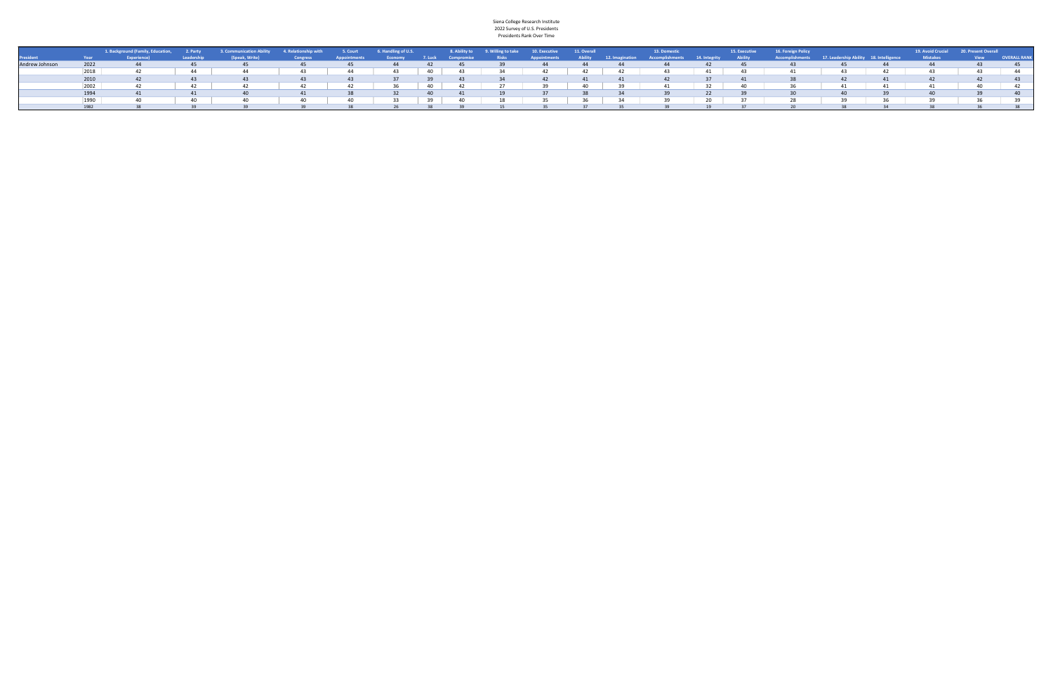Siena College Research Institute
2022 Survey of U.S. Presidents
Presidents Rank Over Time

| President | Year | 1. Background (Family, Education, Experience) | 2. Party Leadership | 3. Communication Ability (Speak, Write) | 4. Relationship with Congress | 5. Court Appointments | 6. Handling of U.S. Economy | 7. Luck | 8. Ability to Compromise | 9. Willing to take Risks | 10. Executive Appointments | 11. Overall Ability | 12. Imagination | 13. Domestic Accomplishments | 14. Integrity | 15. Executive Ability | 16. Foreign Policy Accomplishments | 17. Leadership Ability | 18. Intelligence | 19. Avoid Crucial Mistakes | 20. Present Overall View | OVERALL RANK |
|---|---|---|---|---|---|---|---|---|---|---|---|---|---|---|---|---|---|---|---|---|---|---|
| Andrew Johnson | 2022 | 44 | 45 | 45 | 45 | 45 | 44 | 42 | 45 | 39 | 44 | 44 | 44 | 44 | 42 | 45 | 43 | 45 | 44 | 44 | 43 | 45 |
| | 2018 | 42 | 44 | 44 | 43 | 44 | 43 | 40 | 43 | 34 | 42 | 42 | 42 | 43 | 41 | 43 | 41 | 43 | 42 | 43 | 43 | 44 |
| | 2010 | 42 | 43 | 43 | 43 | 43 | 37 | 39 | 43 | 34 | 42 | 41 | 41 | 42 | 37 | 41 | 38 | 42 | 41 | 42 | 42 | 43 |
| | 2002 | 42 | 42 | 42 | 42 | 42 | 36 | 40 | 42 | 27 | 39 | 40 | 39 | 41 | 32 | 40 | 36 | 41 | 41 | 41 | 40 | 42 |
| | 1994 | 41 | 41 | 40 | 41 | 38 | 32 | 40 | 41 | 19 | 37 | 38 | 34 | 39 | 22 | 39 | 30 | 40 | 39 | 40 | 39 | 40 |
| | 1990 | 40 | 40 | 40 | 40 | 40 | 33 | 39 | 40 | 18 | 35 | 36 | 34 | 39 | 20 | 37 | 28 | 39 | 36 | 39 | 36 | 39 |
| | 1982 | 38 | 39 | 39 | 39 | 38 | 26 | 38 | 39 | 15 | 35 | 37 | 35 | 39 | 19 | 37 | 20 | 38 | 34 | 38 | 36 | 38 |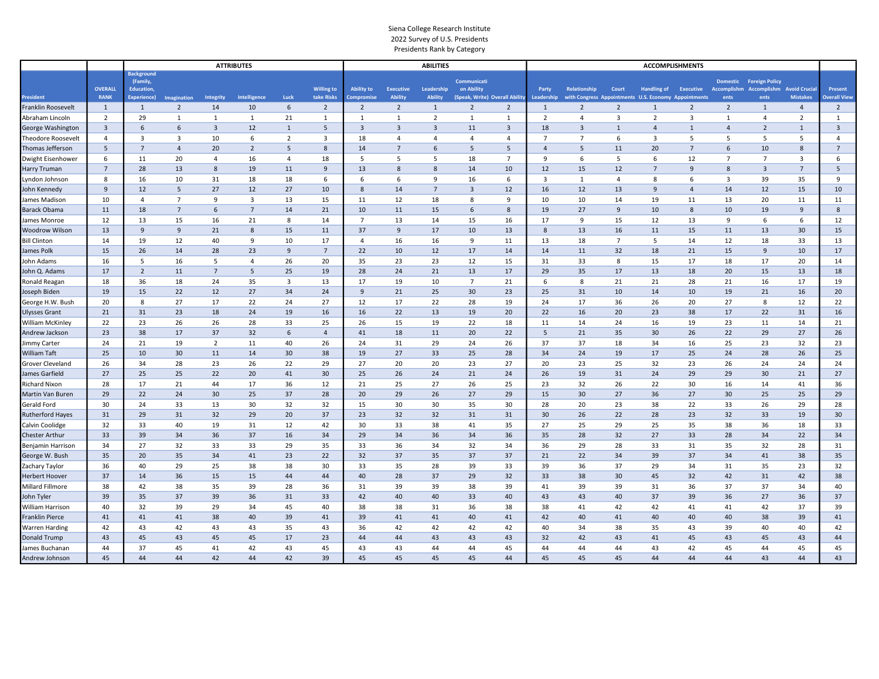Siena College Research Institute

2022 Survey of U.S. Presidents

Presidents Rank by Category

| | | ATTRIBUTES | | | | | | ABILITIES | | | | | ACCOMPLISHMENTS | | | | | | | | |
|---|---|---|---|---|---|---|---|---|---|---|---|---|---|---|---|---|---|---|---|---|---|
| President | OVERALL RANK | Background (Family, Education, Experience) | Imagination | Integrity | Intelligence | Luck | Willing to take Risks | Ability to Compromise | Executive Ability | Leadership Ability | Communication Ability (Speak, Write) | Overall Ability | Party Leadership | Relationship with Congress | Court Appointments | Handling of U.S. Economy | Executive Appointments | Domestic Accomplishments | Foreign Policy Accomplishments | Avoid Crucial Mistakes | Present Overall View |
| Franklin Roosevelt | 1 | 1 | 2 | 14 | 10 | 6 | 2 | 2 | 2 | 1 | 2 | 2 | 1 | 2 | 2 | 1 | 2 | 2 | 1 | 4 | 2 |
| Abraham Lincoln | 2 | 29 | 1 | 1 | 1 | 21 | 1 | 1 | 1 | 2 | 1 | 1 | 2 | 4 | 3 | 2 | 3 | 1 | 4 | 2 | 1 |
| George Washington | 3 | 6 | 6 | 3 | 12 | 1 | 5 | 3 | 3 | 3 | 11 | 3 | 18 | 3 | 1 | 4 | 1 | 4 | 2 | 1 | 3 |
| Theodore Roosevelt | 4 | 3 | 3 | 10 | 6 | 2 | 3 | 18 | 4 | 4 | 4 | 4 | 7 | 7 | 6 | 3 | 5 | 5 | 5 | 5 | 4 |
| Thomas Jefferson | 5 | 7 | 4 | 20 | 2 | 5 | 8 | 14 | 7 | 6 | 5 | 5 | 4 | 5 | 11 | 20 | 7 | 6 | 10 | 8 | 7 |
| Dwight Eisenhower | 6 | 11 | 20 | 4 | 16 | 4 | 18 | 5 | 5 | 5 | 18 | 7 | 9 | 6 | 5 | 6 | 12 | 7 | 7 | 3 | 6 |
| Harry Truman | 7 | 28 | 13 | 8 | 19 | 11 | 9 | 13 | 8 | 8 | 14 | 10 | 12 | 15 | 12 | 7 | 9 | 8 | 3 | 7 | 5 |
| Lyndon Johnson | 8 | 16 | 10 | 31 | 18 | 18 | 6 | 6 | 6 | 9 | 16 | 6 | 3 | 1 | 4 | 8 | 6 | 3 | 39 | 35 | 9 |
| John Kennedy | 9 | 12 | 5 | 27 | 12 | 27 | 10 | 8 | 14 | 7 | 3 | 12 | 16 | 12 | 13 | 9 | 4 | 14 | 12 | 15 | 10 |
| James Madison | 10 | 4 | 7 | 9 | 3 | 13 | 15 | 11 | 12 | 18 | 8 | 9 | 10 | 10 | 14 | 19 | 11 | 13 | 20 | 11 | 11 |
| Barack Obama | 11 | 18 | 7 | 6 | 7 | 14 | 21 | 10 | 11 | 15 | 6 | 8 | 19 | 27 | 9 | 10 | 8 | 10 | 19 | 9 | 8 |
| James Monroe | 12 | 13 | 15 | 16 | 21 | 8 | 14 | 7 | 13 | 14 | 15 | 16 | 17 | 9 | 15 | 12 | 13 | 9 | 6 | 6 | 12 |
| Woodrow Wilson | 13 | 9 | 9 | 21 | 8 | 15 | 11 | 37 | 9 | 17 | 10 | 13 | 8 | 13 | 16 | 11 | 15 | 11 | 13 | 30 | 15 |
| Bill Clinton | 14 | 19 | 12 | 40 | 9 | 10 | 17 | 4 | 16 | 16 | 9 | 11 | 13 | 18 | 7 | 5 | 14 | 12 | 18 | 33 | 13 |
| James Polk | 15 | 26 | 14 | 28 | 23 | 9 | 7 | 22 | 10 | 12 | 17 | 14 | 14 | 11 | 32 | 18 | 21 | 15 | 9 | 10 | 17 |
| John Adams | 16 | 5 | 16 | 5 | 4 | 26 | 20 | 35 | 23 | 23 | 12 | 15 | 31 | 33 | 8 | 15 | 17 | 18 | 17 | 20 | 14 |
| John Q. Adams | 17 | 2 | 11 | 7 | 5 | 25 | 19 | 28 | 24 | 21 | 13 | 17 | 29 | 35 | 17 | 13 | 18 | 20 | 15 | 13 | 18 |
| Ronald Reagan | 18 | 36 | 18 | 24 | 35 | 3 | 13 | 17 | 19 | 10 | 7 | 21 | 6 | 8 | 21 | 21 | 28 | 21 | 16 | 17 | 19 |
| Joseph Biden | 19 | 15 | 22 | 12 | 27 | 34 | 24 | 9 | 21 | 25 | 30 | 23 | 25 | 31 | 10 | 14 | 10 | 19 | 21 | 16 | 20 |
| George H.W. Bush | 20 | 8 | 27 | 17 | 22 | 24 | 27 | 12 | 17 | 22 | 28 | 19 | 24 | 17 | 36 | 26 | 20 | 27 | 8 | 12 | 22 |
| Ulysses Grant | 21 | 31 | 23 | 18 | 24 | 19 | 16 | 16 | 22 | 13 | 19 | 20 | 22 | 16 | 20 | 23 | 38 | 17 | 22 | 31 | 16 |
| William McKinley | 22 | 23 | 26 | 26 | 28 | 33 | 25 | 26 | 15 | 19 | 22 | 18 | 11 | 14 | 24 | 16 | 19 | 23 | 11 | 14 | 21 |
| Andrew Jackson | 23 | 38 | 17 | 37 | 32 | 6 | 4 | 41 | 18 | 11 | 20 | 22 | 5 | 21 | 35 | 30 | 26 | 22 | 29 | 27 | 26 |
| Jimmy Carter | 24 | 21 | 19 | 2 | 11 | 40 | 26 | 24 | 31 | 29 | 24 | 26 | 37 | 37 | 18 | 34 | 16 | 25 | 23 | 32 | 23 |
| William Taft | 25 | 10 | 30 | 11 | 14 | 30 | 38 | 19 | 27 | 33 | 25 | 28 | 34 | 24 | 19 | 17 | 25 | 24 | 28 | 26 | 25 |
| Grover Cleveland | 26 | 34 | 28 | 23 | 26 | 22 | 29 | 27 | 20 | 20 | 23 | 27 | 20 | 23 | 25 | 32 | 23 | 26 | 24 | 24 | 24 |
| James Garfield | 27 | 25 | 25 | 22 | 20 | 41 | 30 | 25 | 26 | 24 | 21 | 24 | 26 | 19 | 31 | 24 | 29 | 29 | 30 | 21 | 27 |
| Richard Nixon | 28 | 17 | 21 | 44 | 17 | 36 | 12 | 21 | 25 | 27 | 26 | 25 | 23 | 32 | 26 | 22 | 30 | 16 | 14 | 41 | 36 |
| Martin Van Buren | 29 | 22 | 24 | 30 | 25 | 37 | 28 | 20 | 29 | 26 | 27 | 29 | 15 | 30 | 27 | 36 | 27 | 30 | 25 | 25 | 29 |
| Gerald Ford | 30 | 24 | 33 | 13 | 30 | 32 | 32 | 15 | 30 | 30 | 35 | 30 | 28 | 20 | 23 | 38 | 22 | 33 | 26 | 29 | 28 |
| Rutherford Hayes | 31 | 29 | 31 | 32 | 29 | 20 | 37 | 23 | 32 | 32 | 31 | 31 | 30 | 26 | 22 | 28 | 23 | 32 | 33 | 19 | 30 |
| Calvin Coolidge | 32 | 33 | 40 | 19 | 31 | 12 | 42 | 30 | 33 | 38 | 41 | 35 | 27 | 25 | 29 | 25 | 35 | 38 | 36 | 18 | 33 |
| Chester Arthur | 33 | 39 | 34 | 36 | 37 | 16 | 34 | 29 | 34 | 36 | 34 | 36 | 35 | 28 | 32 | 27 | 33 | 28 | 34 | 22 | 34 |
| Benjamin Harrison | 34 | 27 | 32 | 33 | 33 | 29 | 35 | 33 | 36 | 34 | 32 | 34 | 36 | 29 | 28 | 33 | 31 | 35 | 32 | 28 | 31 |
| George W. Bush | 35 | 20 | 35 | 34 | 41 | 23 | 22 | 32 | 37 | 35 | 37 | 37 | 21 | 22 | 34 | 39 | 37 | 34 | 41 | 38 | 35 |
| Zachary Taylor | 36 | 40 | 29 | 25 | 38 | 38 | 30 | 33 | 35 | 28 | 39 | 33 | 39 | 36 | 37 | 29 | 34 | 31 | 35 | 23 | 32 |
| Herbert Hoover | 37 | 14 | 36 | 15 | 15 | 44 | 44 | 40 | 28 | 37 | 29 | 32 | 33 | 38 | 30 | 45 | 32 | 42 | 31 | 42 | 38 |
| Millard Fillmore | 38 | 42 | 38 | 35 | 39 | 28 | 36 | 31 | 39 | 39 | 38 | 39 | 41 | 39 | 39 | 31 | 36 | 37 | 37 | 34 | 40 |
| John Tyler | 39 | 35 | 37 | 39 | 36 | 31 | 33 | 42 | 40 | 40 | 33 | 40 | 43 | 43 | 40 | 37 | 39 | 36 | 27 | 36 | 37 |
| William Harrison | 40 | 32 | 39 | 29 | 34 | 45 | 40 | 38 | 38 | 31 | 36 | 38 | 38 | 41 | 42 | 42 | 41 | 41 | 42 | 37 | 39 |
| Franklin Pierce | 41 | 41 | 41 | 38 | 40 | 39 | 41 | 39 | 41 | 41 | 40 | 41 | 42 | 40 | 41 | 40 | 40 | 40 | 38 | 39 | 41 |
| Warren Harding | 42 | 43 | 42 | 43 | 43 | 35 | 43 | 36 | 42 | 42 | 42 | 42 | 40 | 34 | 38 | 35 | 43 | 39 | 40 | 40 | 42 |
| Donald Trump | 43 | 45 | 43 | 45 | 45 | 17 | 23 | 44 | 44 | 43 | 43 | 43 | 32 | 42 | 43 | 41 | 45 | 43 | 45 | 43 | 44 |
| James Buchanan | 44 | 37 | 45 | 41 | 42 | 43 | 45 | 43 | 43 | 44 | 44 | 45 | 44 | 44 | 44 | 43 | 42 | 45 | 44 | 45 | 45 |
| Andrew Johnson | 45 | 44 | 44 | 42 | 44 | 42 | 39 | 45 | 45 | 45 | 45 | 44 | 45 | 45 | 45 | 44 | 44 | 44 | 43 | 44 | 43 |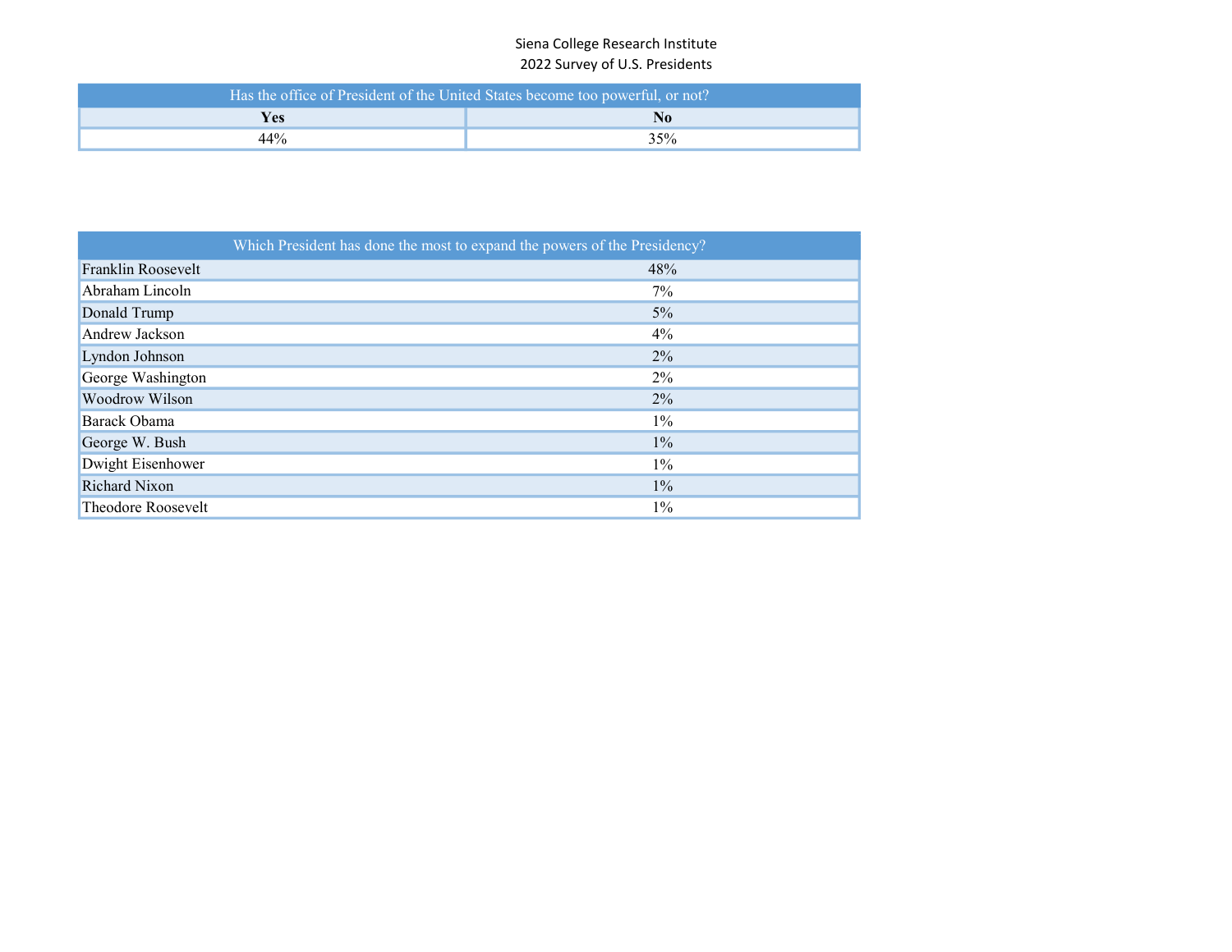Siena College Research Institute
2022 Survey of U.S. Presidents

| Has the office of President of the United States become too powerful, or not? | |
|---|---|
| **Yes** | **No** |
| 44% | 35% |

| Which President has done the most to expand the powers of the Presidency? | |
|---|---|
| Franklin Roosevelt | 48% |
| Abraham Lincoln | 7% |
| Donald Trump | 5% |
| Andrew Jackson | 4% |
| Lyndon Johnson | 2% |
| George Washington | 2% |
| Woodrow Wilson | 2% |
| Barack Obama | 1% |
| George W. Bush | 1% |
| Dwight Eisenhower | 1% |
| Richard Nixon | 1% |
| Theodore Roosevelt | 1% |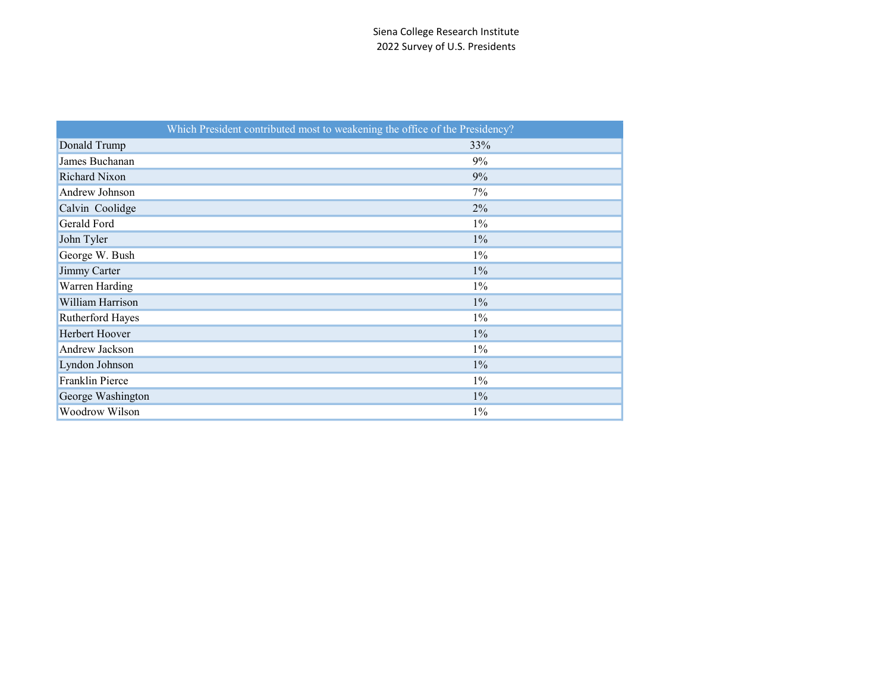Siena College Research Institute
2022 Survey of U.S. Presidents

| Which President contributed most to weakening the office of the Presidency? | |
|---|---|
| Donald Trump | 33% |
| James Buchanan | 9% |
| Richard Nixon | 9% |
| Andrew Johnson | 7% |
| Calvin Coolidge | 2% |
| Gerald Ford | 1% |
| John Tyler | 1% |
| George W. Bush | 1% |
| Jimmy Carter | 1% |
| Warren Harding | 1% |
| William Harrison | 1% |
| Rutherford Hayes | 1% |
| Herbert Hoover | 1% |
| Andrew Jackson | 1% |
| Lyndon Johnson | 1% |
| Franklin Pierce | 1% |
| George Washington | 1% |
| Woodrow Wilson | 1% |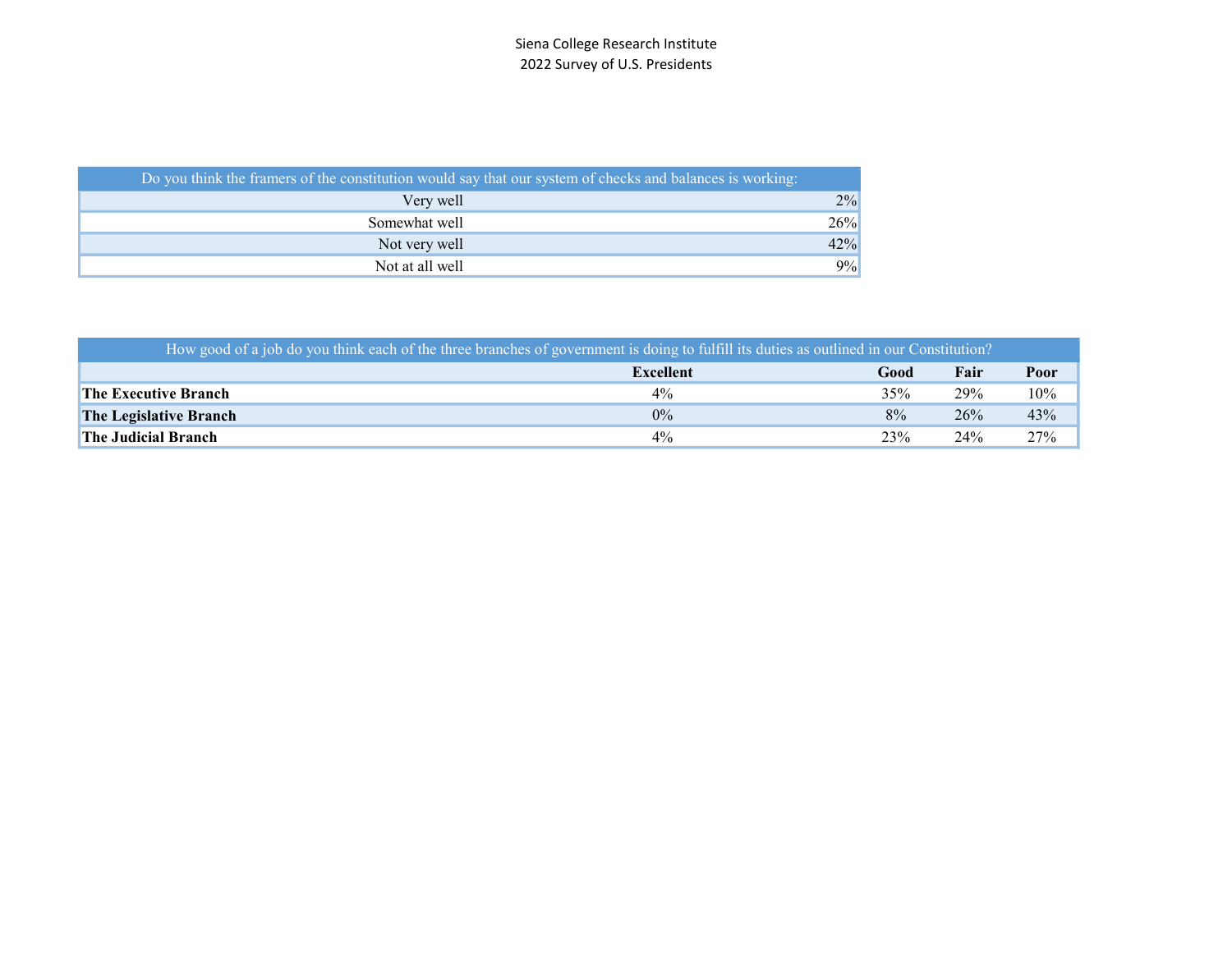Siena College Research Institute
2022 Survey of U.S. Presidents

| Do you think the framers of the constitution would say that our system of checks and balances is working: | |
|---|---|
| Very well | 2% |
| Somewhat well | 26% |
| Not very well | 42% |
| Not at all well | 9% |

| How good of a job do you think each of the three branches of government is doing to fulfill its duties as outlined in our Constitution? | | | | |
|---|---|---|---|---|
| | **Excellent** | **Good** | **Fair** | **Poor** |
| **The Executive Branch** | 4% | 35% | 29% | 10% |
| **The Legislative Branch** | 0% | 8% | 26% | 43% |
| **The Judicial Branch** | 4% | 23% | 24% | 27% |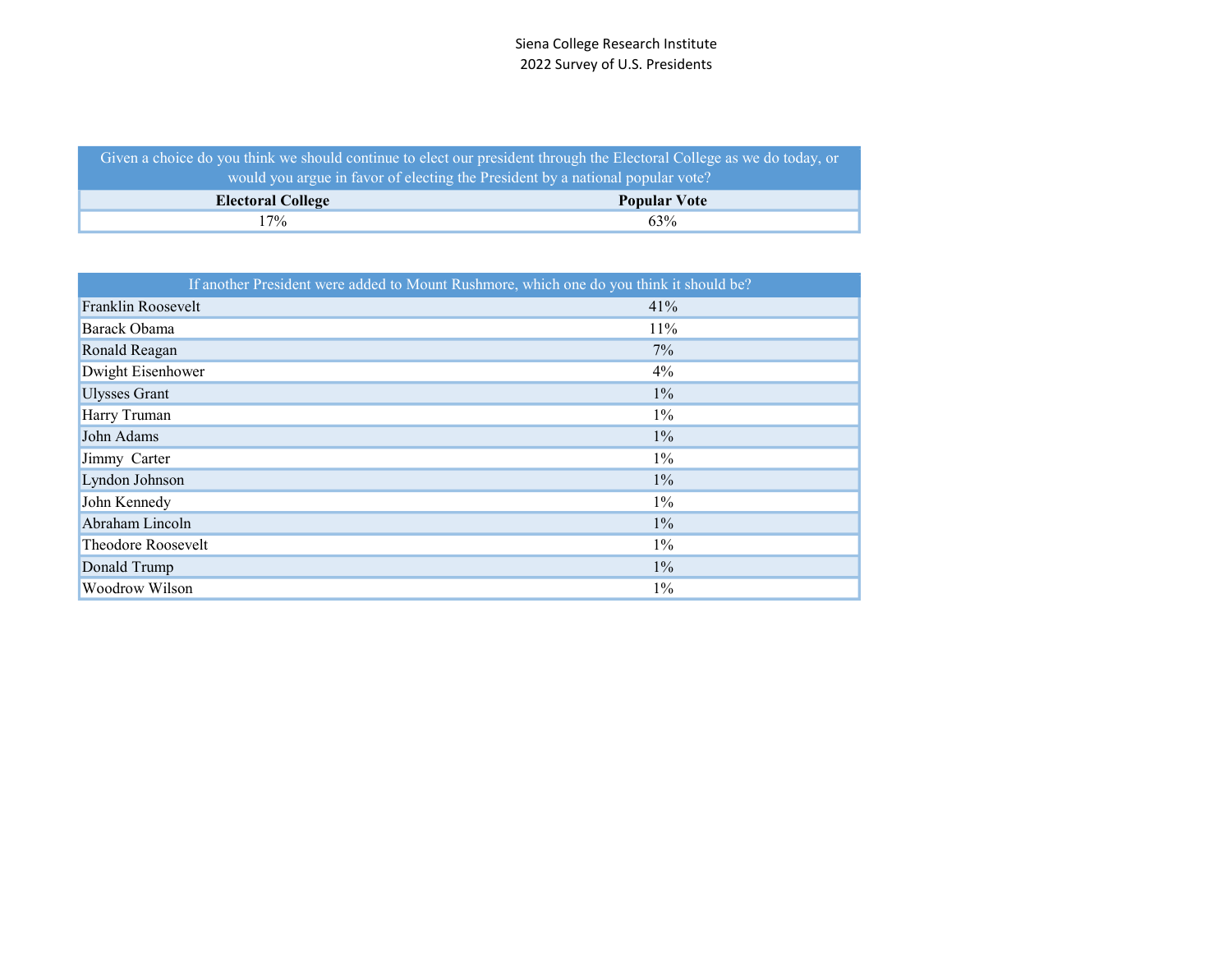Siena College Research Institute
2022 Survey of U.S. Presidents

| Given a choice do you think we should continue to elect our president through the Electoral College as we do today, or would you argue in favor of electing the President by a national popular vote? | |
|---|---|
| **Electoral College** | **Popular Vote** |
| 17% | 63% |

| If another President were added to Mount Rushmore, which one do you think it should be? | |
|---|---|
| Franklin Roosevelt | 41% |
| Barack Obama | 11% |
| Ronald Reagan | 7% |
| Dwight Eisenhower | 4% |
| Ulysses Grant | 1% |
| Harry Truman | 1% |
| John Adams | 1% |
| Jimmy Carter | 1% |
| Lyndon Johnson | 1% |
| John Kennedy | 1% |
| Abraham Lincoln | 1% |
| Theodore Roosevelt | 1% |
| Donald Trump | 1% |
| Woodrow Wilson | 1% |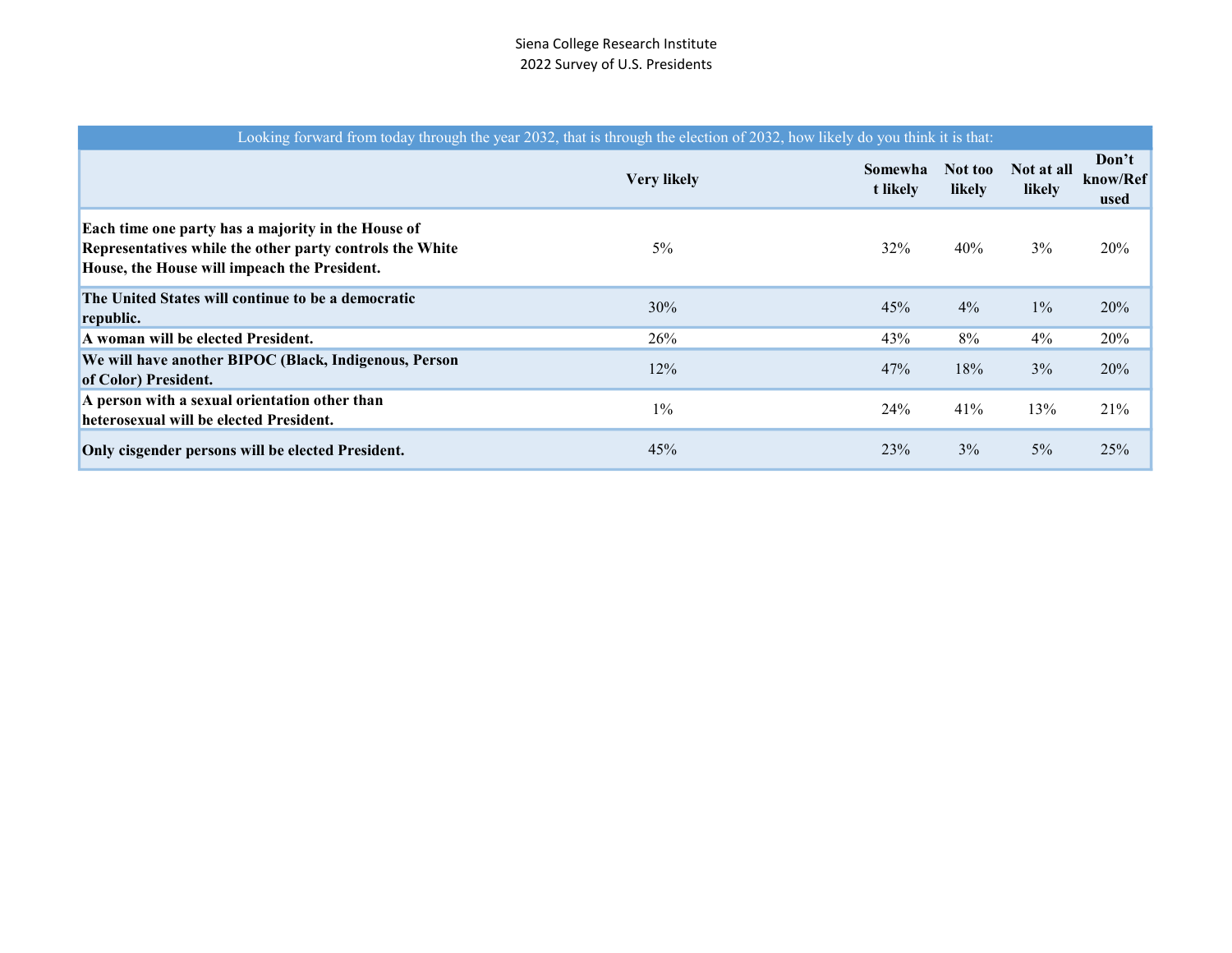Siena College Research Institute
2022 Survey of U.S. Presidents

| Looking forward from today through the year 2032, that is through the election of 2032, how likely do you think it is that: | | | | | |
|---|---|---|---|---|---|
| | **Very likely** | **Somewhat likely** | **Not too likely** | **Not at all likely** | **Don't know/Refused** |
| **Each time one party has a majority in the House of Representatives while the other party controls the White House, the House will impeach the President.** | 5% | 32% | 40% | 3% | 20% |
| **The United States will continue to be a democratic republic.** | 30% | 45% | 4% | 1% | 20% |
| **A woman will be elected President.** | 26% | 43% | 8% | 4% | 20% |
| **We will have another BIPOC (Black, Indigenous, Person of Color) President.** | 12% | 47% | 18% | 3% | 20% |
| **A person with a sexual orientation other than heterosexual will be elected President.** | 1% | 24% | 41% | 13% | 21% |
| **Only cisgender persons will be elected President.** | 45% | 23% | 3% | 5% | 25% |